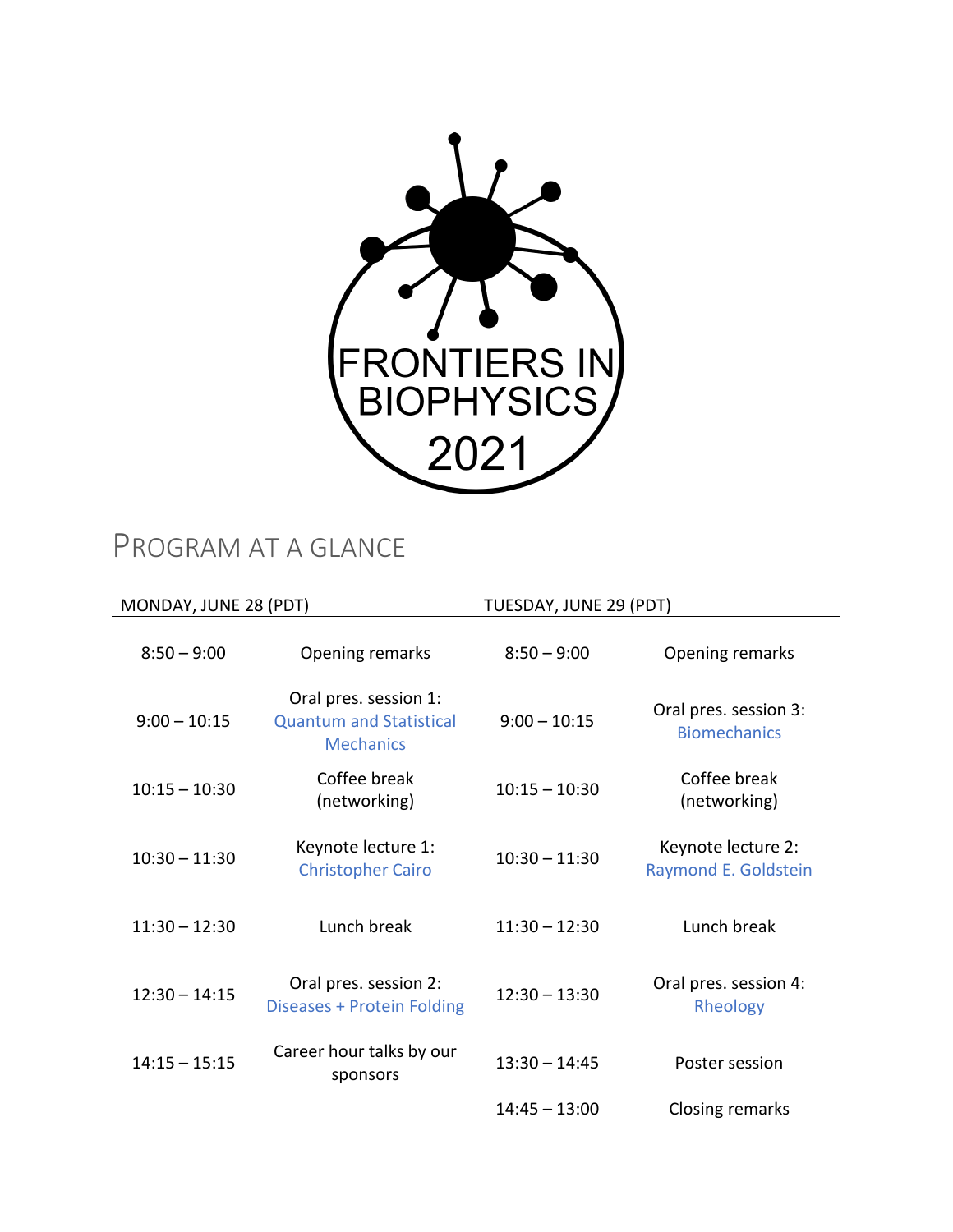FRONTIERS IN BIOPHYSICS 2021

# PROGRAM AT A GLANCE

| MONDAY, JUNE 28 (PDT) | | TUESDAY, JUNE 29 (PDT) | |
|---|---|---|---|
| 8:50 – 9:00 | Opening remarks | 8:50 – 9:00 | Opening remarks |
| 9:00 – 10:15 | Oral pres. session 1: Quantum and Statistical Mechanics | 9:00 – 10:15 | Oral pres. session 3: Biomechanics |
| 10:15 – 10:30 | Coffee break (networking) | 10:15 – 10:30 | Coffee break (networking) |
| 10:30 – 11:30 | Keynote lecture 1: Christopher Cairo | 10:30 – 11:30 | Keynote lecture 2: Raymond E. Goldstein |
| 11:30 – 12:30 | Lunch break | 11:30 – 12:30 | Lunch break |
| 12:30 – 14:15 | Oral pres. session 2: Diseases + Protein Folding | 12:30 – 13:30 | Oral pres. session 4: Rheology |
| 14:15 – 15:15 | Career hour talks by our sponsors | 13:30 – 14:45 | Poster session |
| | | 14:45 – 13:00 | Closing remarks |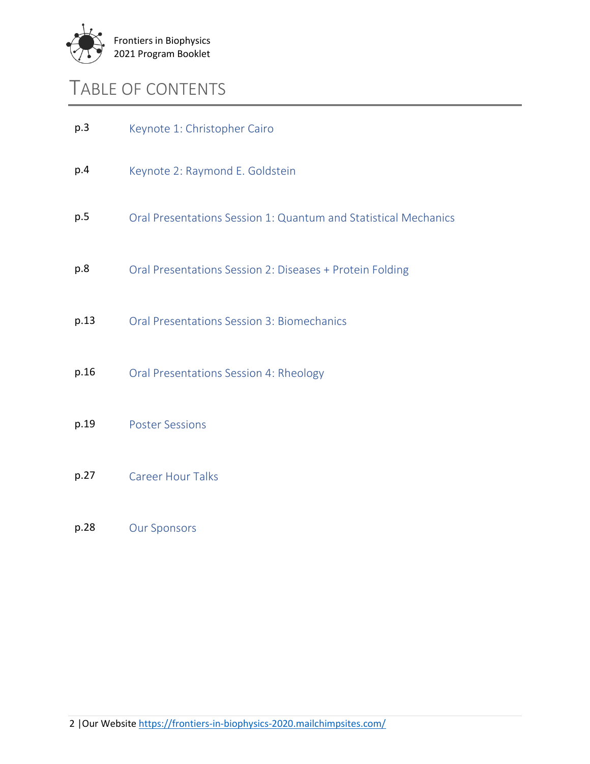# TABLE OF CONTENTS

| | |
|---|---|
| p.3 | Keynote 1: Christopher Cairo |
| p.4 | Keynote 2: Raymond E. Goldstein |
| p.5 | Oral Presentations Session 1: Quantum and Statistical Mechanics |
| p.8 | Oral Presentations Session 2: Diseases + Protein Folding |
| p.13 | Oral Presentations Session 3: Biomechanics |
| p.16 | Oral Presentations Session 4: Rheology |
| p.19 | Poster Sessions |
| p.27 | Career Hour Talks |
| p.28 | Our Sponsors |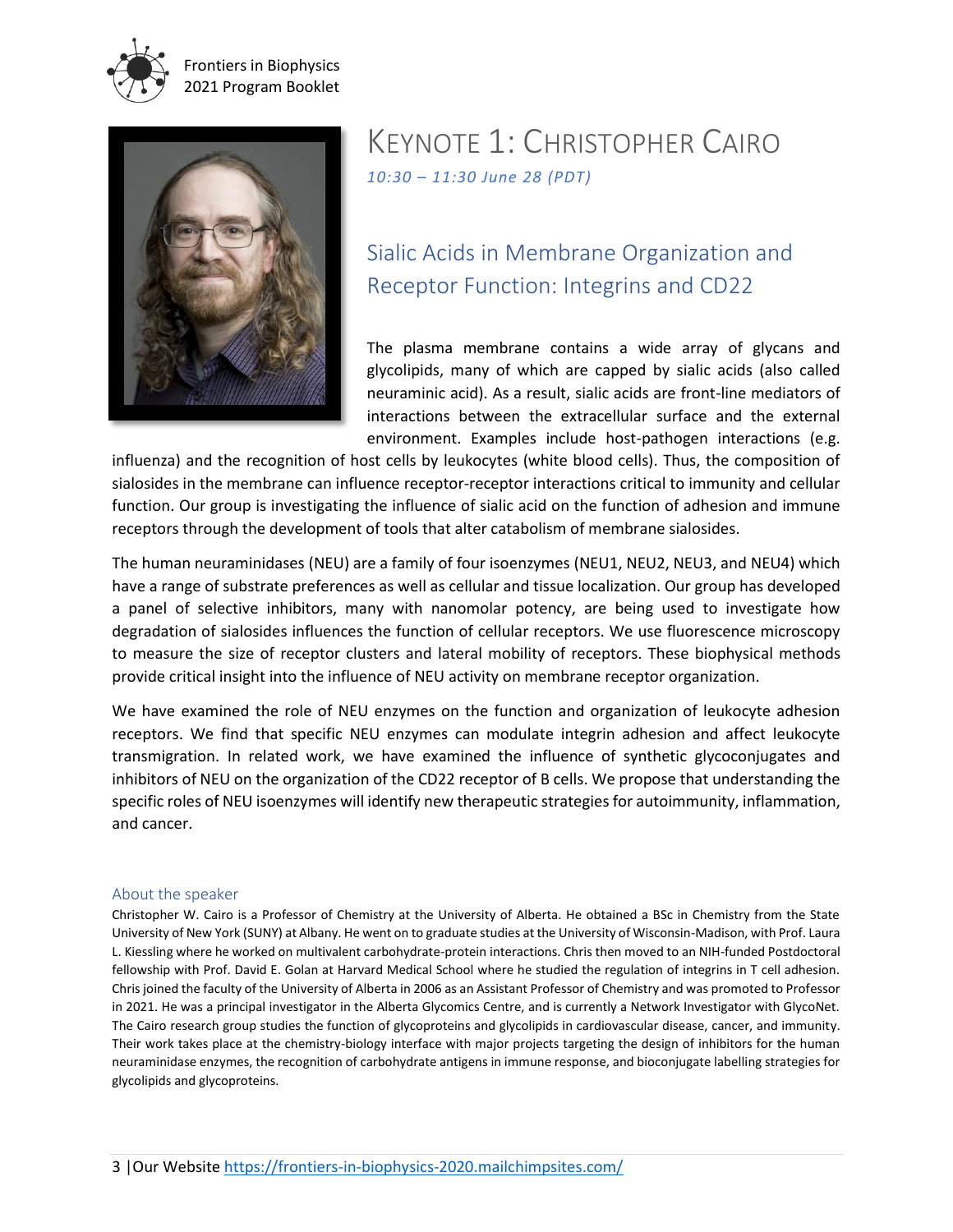# KEYNOTE 1: CHRISTOPHER CAIRO

*10:30 – 11:30 June 28 (PDT)*

## Sialic Acids in Membrane Organization and Receptor Function: Integrins and CD22

The plasma membrane contains a wide array of glycans and glycolipids, many of which are capped by sialic acids (also called neuraminic acid). As a result, sialic acids are front-line mediators of interactions between the extracellular surface and the external environment. Examples include host-pathogen interactions (e.g. influenza) and the recognition of host cells by leukocytes (white blood cells). Thus, the composition of sialosides in the membrane can influence receptor-receptor interactions critical to immunity and cellular function. Our group is investigating the influence of sialic acid on the function of adhesion and immune receptors through the development of tools that alter catabolism of membrane sialosides.

The human neuraminidases (NEU) are a family of four isoenzymes (NEU1, NEU2, NEU3, and NEU4) which have a range of substrate preferences as well as cellular and tissue localization. Our group has developed a panel of selective inhibitors, many with nanomolar potency, are being used to investigate how degradation of sialosides influences the function of cellular receptors. We use fluorescence microscopy to measure the size of receptor clusters and lateral mobility of receptors. These biophysical methods provide critical insight into the influence of NEU activity on membrane receptor organization.

We have examined the role of NEU enzymes on the function and organization of leukocyte adhesion receptors. We find that specific NEU enzymes can modulate integrin adhesion and affect leukocyte transmigration. In related work, we have examined the influence of synthetic glycoconjugates and inhibitors of NEU on the organization of the CD22 receptor of B cells. We propose that understanding the specific roles of NEU isoenzymes will identify new therapeutic strategies for autoimmunity, inflammation, and cancer.

### About the speaker

Christopher W. Cairo is a Professor of Chemistry at the University of Alberta. He obtained a BSc in Chemistry from the State University of New York (SUNY) at Albany. He went on to graduate studies at the University of Wisconsin-Madison, with Prof. Laura L. Kiessling where he worked on multivalent carbohydrate-protein interactions. Chris then moved to an NIH-funded Postdoctoral fellowship with Prof. David E. Golan at Harvard Medical School where he studied the regulation of integrins in T cell adhesion. Chris joined the faculty of the University of Alberta in 2006 as an Assistant Professor of Chemistry and was promoted to Professor in 2021. He was a principal investigator in the Alberta Glycomics Centre, and is currently a Network Investigator with GlycoNet. The Cairo research group studies the function of glycoproteins and glycolipids in cardiovascular disease, cancer, and immunity. Their work takes place at the chemistry-biology interface with major projects targeting the design of inhibitors for the human neuraminidase enzymes, the recognition of carbohydrate antigens in immune response, and bioconjugate labelling strategies for glycolipids and glycoproteins.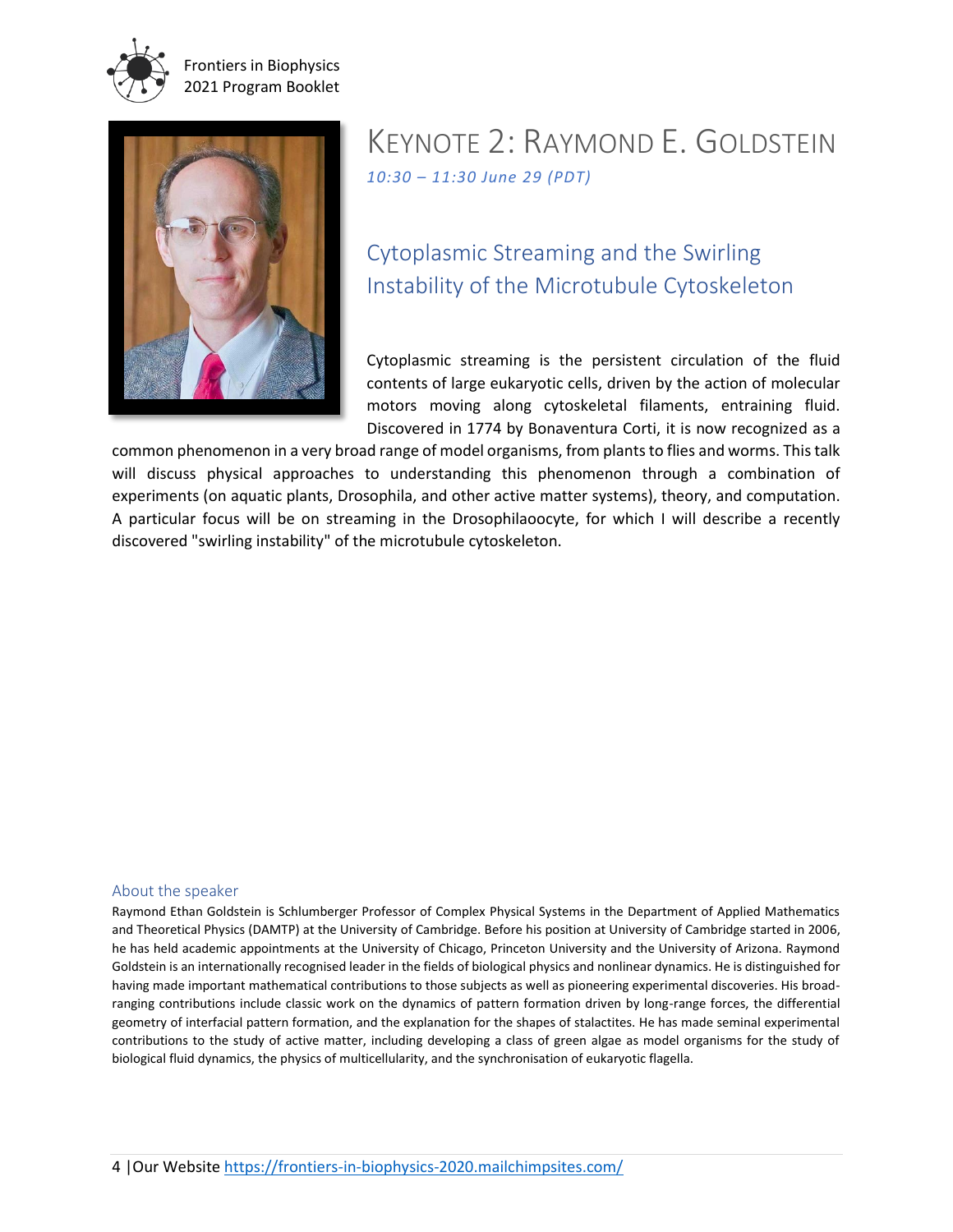# Keynote 2: Raymond E. Goldstein

*10:30 – 11:30 June 29 (PDT)*

## Cytoplasmic Streaming and the Swirling Instability of the Microtubule Cytoskeleton

Cytoplasmic streaming is the persistent circulation of the fluid contents of large eukaryotic cells, driven by the action of molecular motors moving along cytoskeletal filaments, entraining fluid. Discovered in 1774 by Bonaventura Corti, it is now recognized as a common phenomenon in a very broad range of model organisms, from plants to flies and worms. This talk will discuss physical approaches to understanding this phenomenon through a combination of experiments (on aquatic plants, Drosophila, and other active matter systems), theory, and computation. A particular focus will be on streaming in the Drosophilaoocyte, for which I will describe a recently discovered "swirling instability" of the microtubule cytoskeleton.

### About the speaker

Raymond Ethan Goldstein is Schlumberger Professor of Complex Physical Systems in the Department of Applied Mathematics and Theoretical Physics (DAMTP) at the University of Cambridge. Before his position at University of Cambridge started in 2006, he has held academic appointments at the University of Chicago, Princeton University and the University of Arizona. Raymond Goldstein is an internationally recognised leader in the fields of biological physics and nonlinear dynamics. He is distinguished for having made important mathematical contributions to those subjects as well as pioneering experimental discoveries. His broad-ranging contributions include classic work on the dynamics of pattern formation driven by long-range forces, the differential geometry of interfacial pattern formation, and the explanation for the shapes of stalactites. He has made seminal experimental contributions to the study of active matter, including developing a class of green algae as model organisms for the study of biological fluid dynamics, the physics of multicellularity, and the synchronisation of eukaryotic flagella.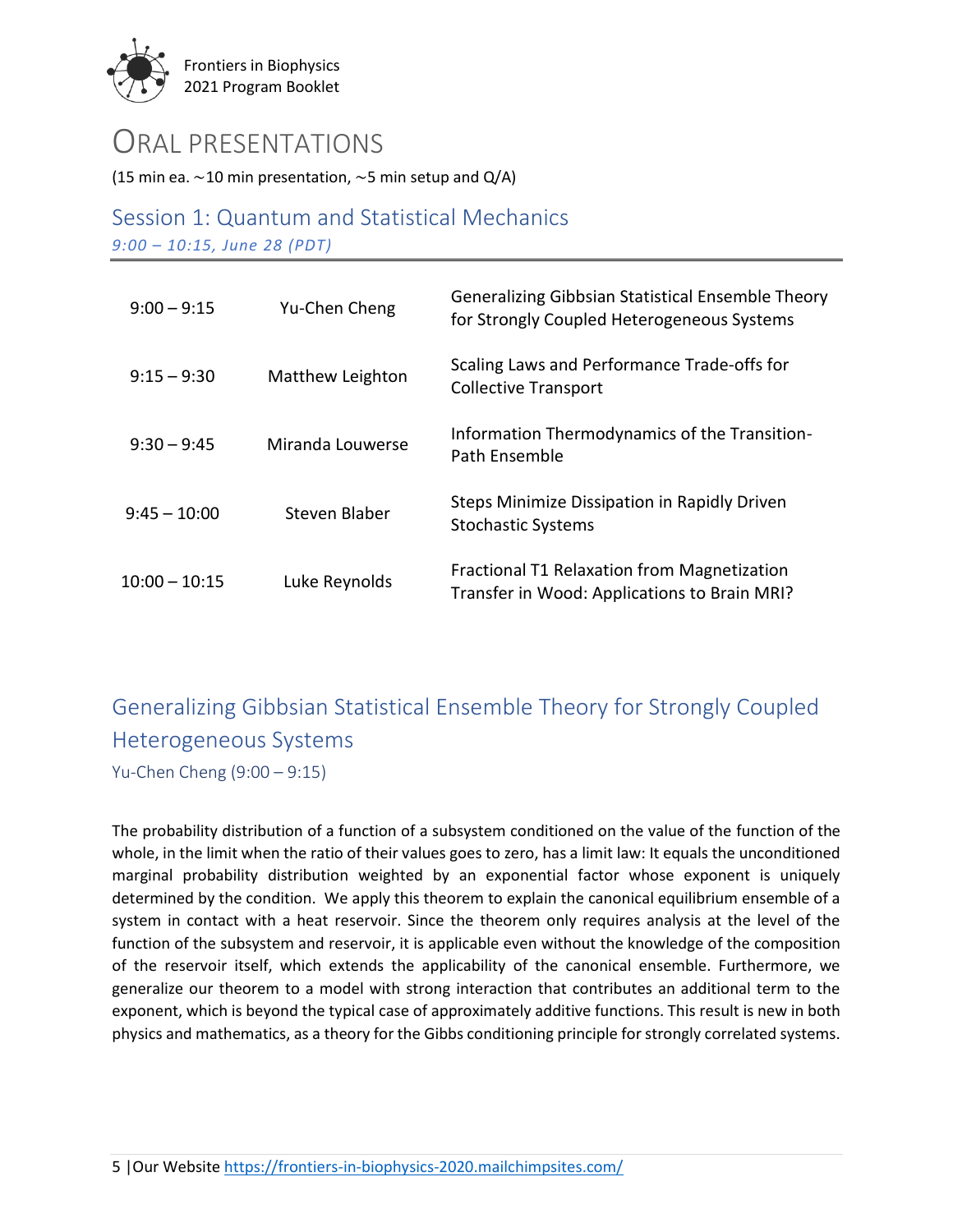# ORAL PRESENTATIONS

(15 min ea. ~10 min presentation, ~5 min setup and Q/A)

## Session 1: Quantum and Statistical Mechanics

*9:00 – 10:15, June 28 (PDT)*

| | | |
|---|---|---|
| 9:00 – 9:15 | Yu-Chen Cheng | Generalizing Gibbsian Statistical Ensemble Theory for Strongly Coupled Heterogeneous Systems |
| 9:15 – 9:30 | Matthew Leighton | Scaling Laws and Performance Trade-offs for Collective Transport |
| 9:30 – 9:45 | Miranda Louwerse | Information Thermodynamics of the Transition-Path Ensemble |
| 9:45 – 10:00 | Steven Blaber | Steps Minimize Dissipation in Rapidly Driven Stochastic Systems |
| 10:00 – 10:15 | Luke Reynolds | Fractional T1 Relaxation from Magnetization Transfer in Wood: Applications to Brain MRI? |

## Generalizing Gibbsian Statistical Ensemble Theory for Strongly Coupled Heterogeneous Systems

Yu-Chen Cheng (9:00 – 9:15)

The probability distribution of a function of a subsystem conditioned on the value of the function of the whole, in the limit when the ratio of their values goes to zero, has a limit law: It equals the unconditioned marginal probability distribution weighted by an exponential factor whose exponent is uniquely determined by the condition. We apply this theorem to explain the canonical equilibrium ensemble of a system in contact with a heat reservoir. Since the theorem only requires analysis at the level of the function of the subsystem and reservoir, it is applicable even without the knowledge of the composition of the reservoir itself, which extends the applicability of the canonical ensemble. Furthermore, we generalize our theorem to a model with strong interaction that contributes an additional term to the exponent, which is beyond the typical case of approximately additive functions. This result is new in both physics and mathematics, as a theory for the Gibbs conditioning principle for strongly correlated systems.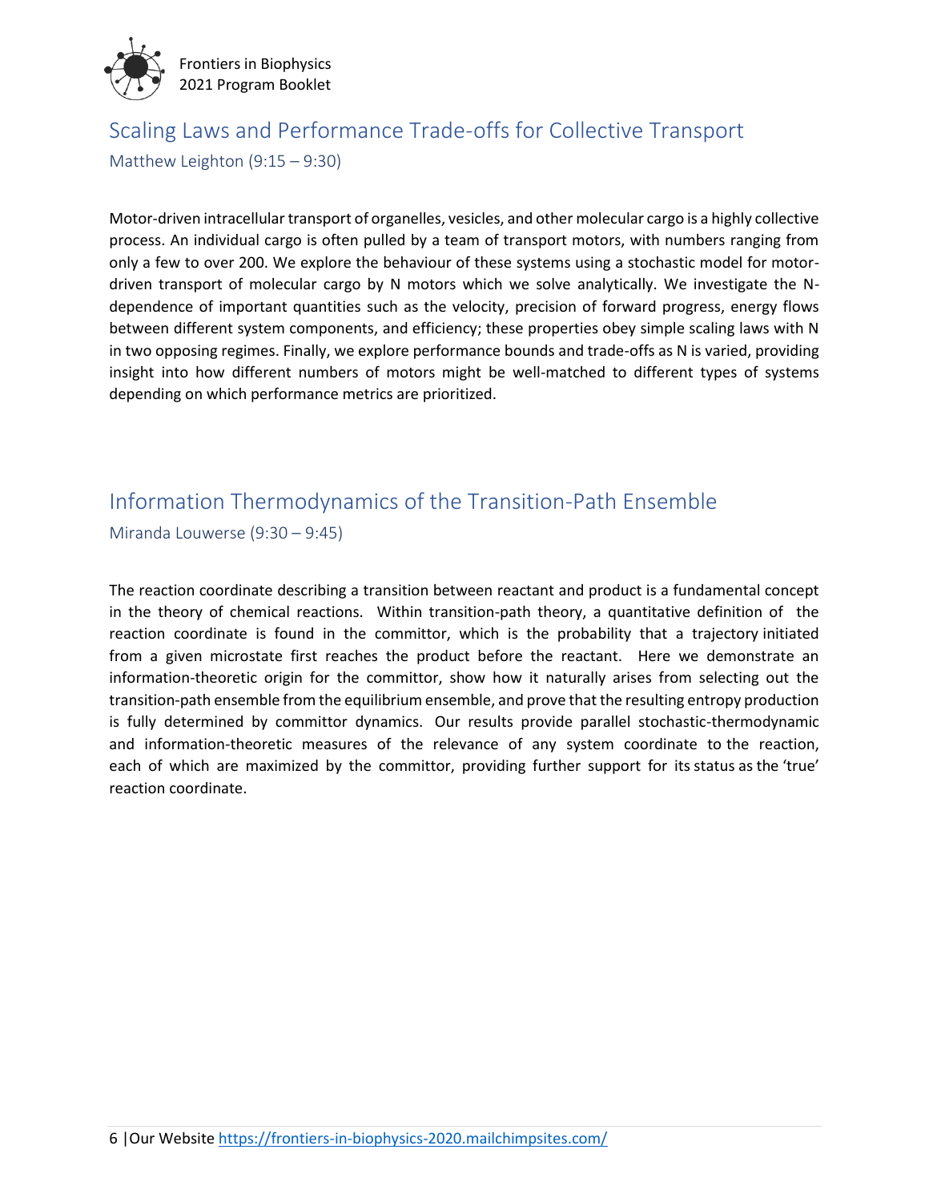## Scaling Laws and Performance Trade-offs for Collective Transport

Matthew Leighton (9:15 – 9:30)

Motor-driven intracellular transport of organelles, vesicles, and other molecular cargo is a highly collective process. An individual cargo is often pulled by a team of transport motors, with numbers ranging from only a few to over 200. We explore the behaviour of these systems using a stochastic model for motor-driven transport of molecular cargo by N motors which we solve analytically. We investigate the N-dependence of important quantities such as the velocity, precision of forward progress, energy flows between different system components, and efficiency; these properties obey simple scaling laws with N in two opposing regimes. Finally, we explore performance bounds and trade-offs as N is varied, providing insight into how different numbers of motors might be well-matched to different types of systems depending on which performance metrics are prioritized.

## Information Thermodynamics of the Transition-Path Ensemble

Miranda Louwerse (9:30 – 9:45)

The reaction coordinate describing a transition between reactant and product is a fundamental concept in the theory of chemical reactions. Within transition-path theory, a quantitative definition of the reaction coordinate is found in the committor, which is the probability that a trajectory initiated from a given microstate first reaches the product before the reactant. Here we demonstrate an information-theoretic origin for the committor, show how it naturally arises from selecting out the transition-path ensemble from the equilibrium ensemble, and prove that the resulting entropy production is fully determined by committor dynamics. Our results provide parallel stochastic-thermodynamic and information-theoretic measures of the relevance of any system coordinate to the reaction, each of which are maximized by the committor, providing further support for its status as the 'true' reaction coordinate.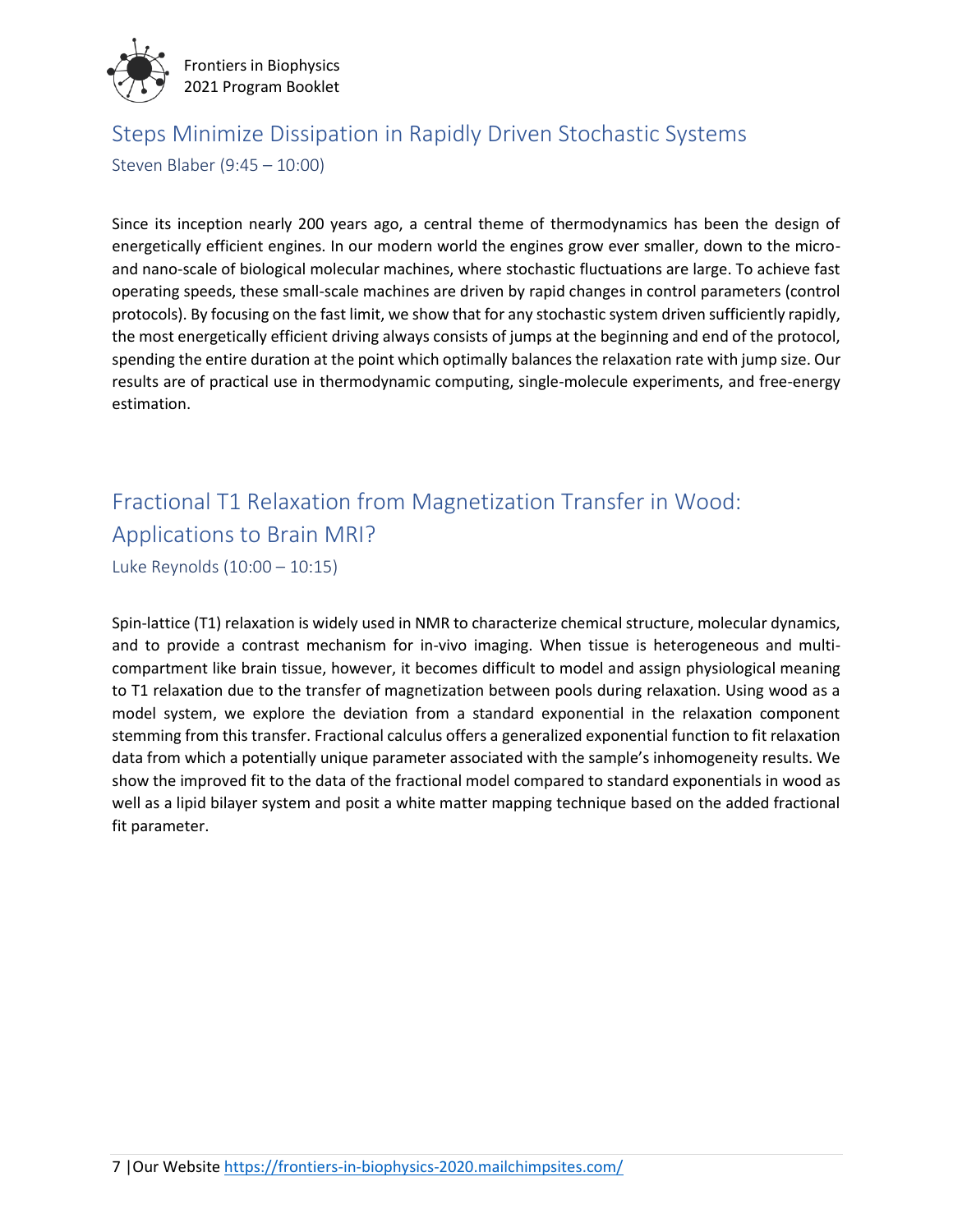## Steps Minimize Dissipation in Rapidly Driven Stochastic Systems

Steven Blaber (9:45 – 10:00)

Since its inception nearly 200 years ago, a central theme of thermodynamics has been the design of energetically efficient engines. In our modern world the engines grow ever smaller, down to the micro- and nano-scale of biological molecular machines, where stochastic fluctuations are large. To achieve fast operating speeds, these small-scale machines are driven by rapid changes in control parameters (control protocols). By focusing on the fast limit, we show that for any stochastic system driven sufficiently rapidly, the most energetically efficient driving always consists of jumps at the beginning and end of the protocol, spending the entire duration at the point which optimally balances the relaxation rate with jump size. Our results are of practical use in thermodynamic computing, single-molecule experiments, and free-energy estimation.

## Fractional T1 Relaxation from Magnetization Transfer in Wood: Applications to Brain MRI?

Luke Reynolds (10:00 – 10:15)

Spin-lattice (T1) relaxation is widely used in NMR to characterize chemical structure, molecular dynamics, and to provide a contrast mechanism for in-vivo imaging. When tissue is heterogeneous and multi-compartment like brain tissue, however, it becomes difficult to model and assign physiological meaning to T1 relaxation due to the transfer of magnetization between pools during relaxation. Using wood as a model system, we explore the deviation from a standard exponential in the relaxation component stemming from this transfer. Fractional calculus offers a generalized exponential function to fit relaxation data from which a potentially unique parameter associated with the sample's inhomogeneity results. We show the improved fit to the data of the fractional model compared to standard exponentials in wood as well as a lipid bilayer system and posit a white matter mapping technique based on the added fractional fit parameter.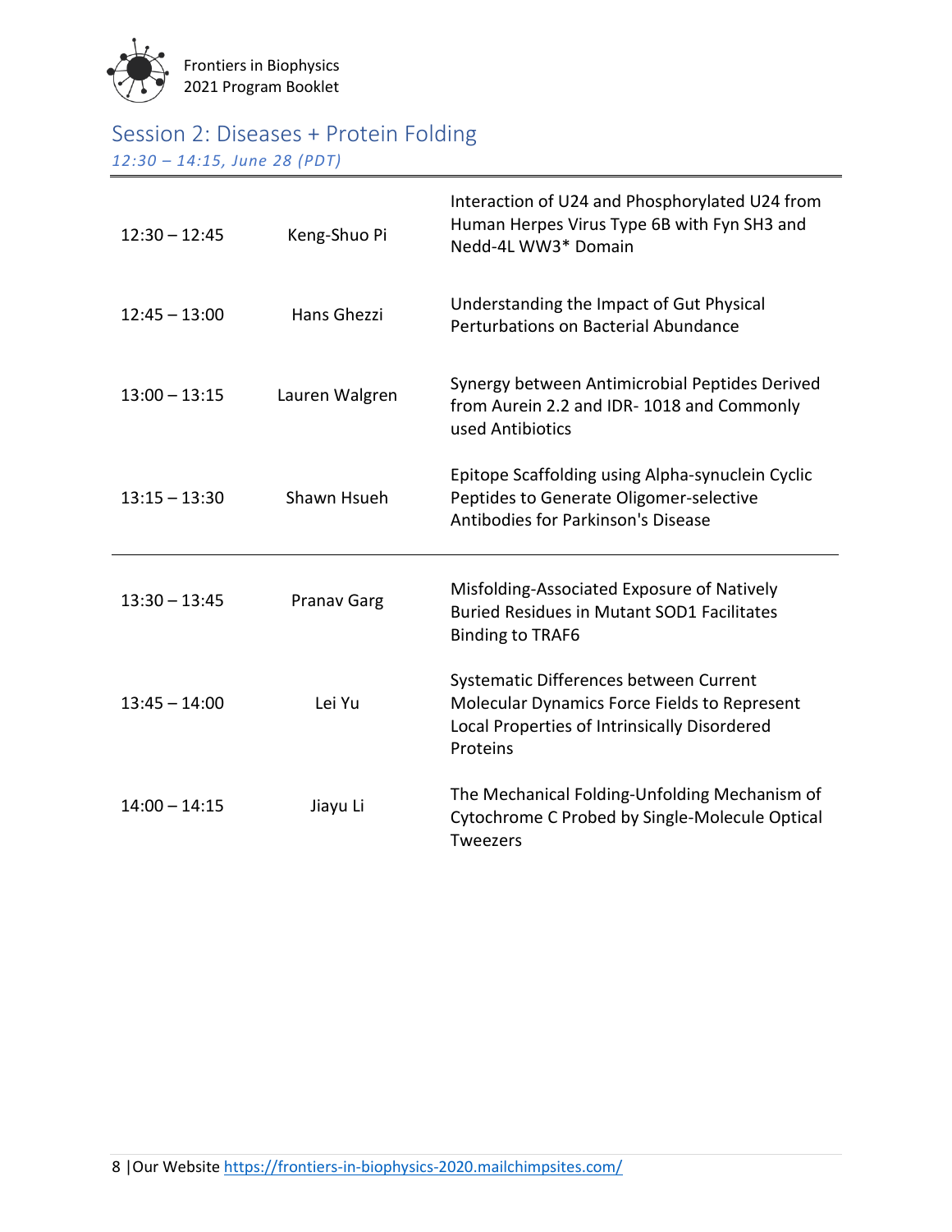## Session 2: Diseases + Protein Folding

*12:30 – 14:15, June 28 (PDT)*

| | | |
|---|---|---|
| 12:30 – 12:45 | Keng-Shuo Pi | Interaction of U24 and Phosphorylated U24 from Human Herpes Virus Type 6B with Fyn SH3 and Nedd-4L WW3* Domain |
| 12:45 – 13:00 | Hans Ghezzi | Understanding the Impact of Gut Physical Perturbations on Bacterial Abundance |
| 13:00 – 13:15 | Lauren Walgren | Synergy between Antimicrobial Peptides Derived from Aurein 2.2 and IDR- 1018 and Commonly used Antibiotics |
| 13:15 – 13:30 | Shawn Hsueh | Epitope Scaffolding using Alpha-synuclein Cyclic Peptides to Generate Oligomer-selective Antibodies for Parkinson's Disease |
| 13:30 – 13:45 | Pranav Garg | Misfolding-Associated Exposure of Natively Buried Residues in Mutant SOD1 Facilitates Binding to TRAF6 |
| 13:45 – 14:00 | Lei Yu | Systematic Differences between Current Molecular Dynamics Force Fields to Represent Local Properties of Intrinsically Disordered Proteins |
| 14:00 – 14:15 | Jiayu Li | The Mechanical Folding-Unfolding Mechanism of Cytochrome C Probed by Single-Molecule Optical Tweezers |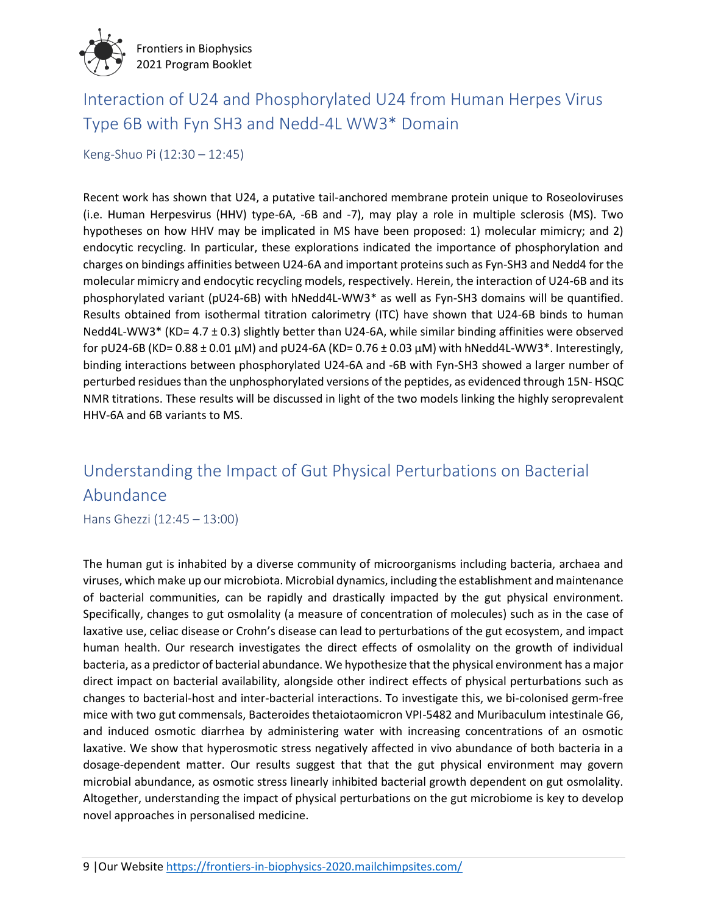## Interaction of U24 and Phosphorylated U24 from Human Herpes Virus Type 6B with Fyn SH3 and Nedd-4L WW3* Domain

Keng-Shuo Pi (12:30 – 12:45)

Recent work has shown that U24, a putative tail-anchored membrane protein unique to Roseoloviruses (i.e. Human Herpesvirus (HHV) type-6A, -6B and -7), may play a role in multiple sclerosis (MS). Two hypotheses on how HHV may be implicated in MS have been proposed: 1) molecular mimicry; and 2) endocytic recycling. In particular, these explorations indicated the importance of phosphorylation and charges on bindings affinities between U24-6A and important proteins such as Fyn-SH3 and Nedd4 for the molecular mimicry and endocytic recycling models, respectively. Herein, the interaction of U24-6B and its phosphorylated variant (pU24-6B) with hNedd4L-WW3* as well as Fyn-SH3 domains will be quantified. Results obtained from isothermal titration calorimetry (ITC) have shown that U24-6B binds to human Nedd4L-WW3* (KD= 4.7 ± 0.3) slightly better than U24-6A, while similar binding affinities were observed for pU24-6B (KD= 0.88 ± 0.01 μM) and pU24-6A (KD= 0.76 ± 0.03 μM) with hNedd4L-WW3*. Interestingly, binding interactions between phosphorylated U24-6A and -6B with Fyn-SH3 showed a larger number of perturbed residues than the unphosphorylated versions of the peptides, as evidenced through 15N- HSQC NMR titrations. These results will be discussed in light of the two models linking the highly seroprevalent HHV-6A and 6B variants to MS.

## Understanding the Impact of Gut Physical Perturbations on Bacterial Abundance

Hans Ghezzi (12:45 – 13:00)

The human gut is inhabited by a diverse community of microorganisms including bacteria, archaea and viruses, which make up our microbiota. Microbial dynamics, including the establishment and maintenance of bacterial communities, can be rapidly and drastically impacted by the gut physical environment. Specifically, changes to gut osmolality (a measure of concentration of molecules) such as in the case of laxative use, celiac disease or Crohn's disease can lead to perturbations of the gut ecosystem, and impact human health. Our research investigates the direct effects of osmolality on the growth of individual bacteria, as a predictor of bacterial abundance. We hypothesize that the physical environment has a major direct impact on bacterial availability, alongside other indirect effects of physical perturbations such as changes to bacterial-host and inter-bacterial interactions. To investigate this, we bi-colonised germ-free mice with two gut commensals, Bacteroides thetaiotaomicron VPI-5482 and Muribaculum intestinale G6, and induced osmotic diarrhea by administering water with increasing concentrations of an osmotic laxative. We show that hyperosmotic stress negatively affected in vivo abundance of both bacteria in a dosage-dependent matter. Our results suggest that that the gut physical environment may govern microbial abundance, as osmotic stress linearly inhibited bacterial growth dependent on gut osmolality. Altogether, understanding the impact of physical perturbations on the gut microbiome is key to develop novel approaches in personalised medicine.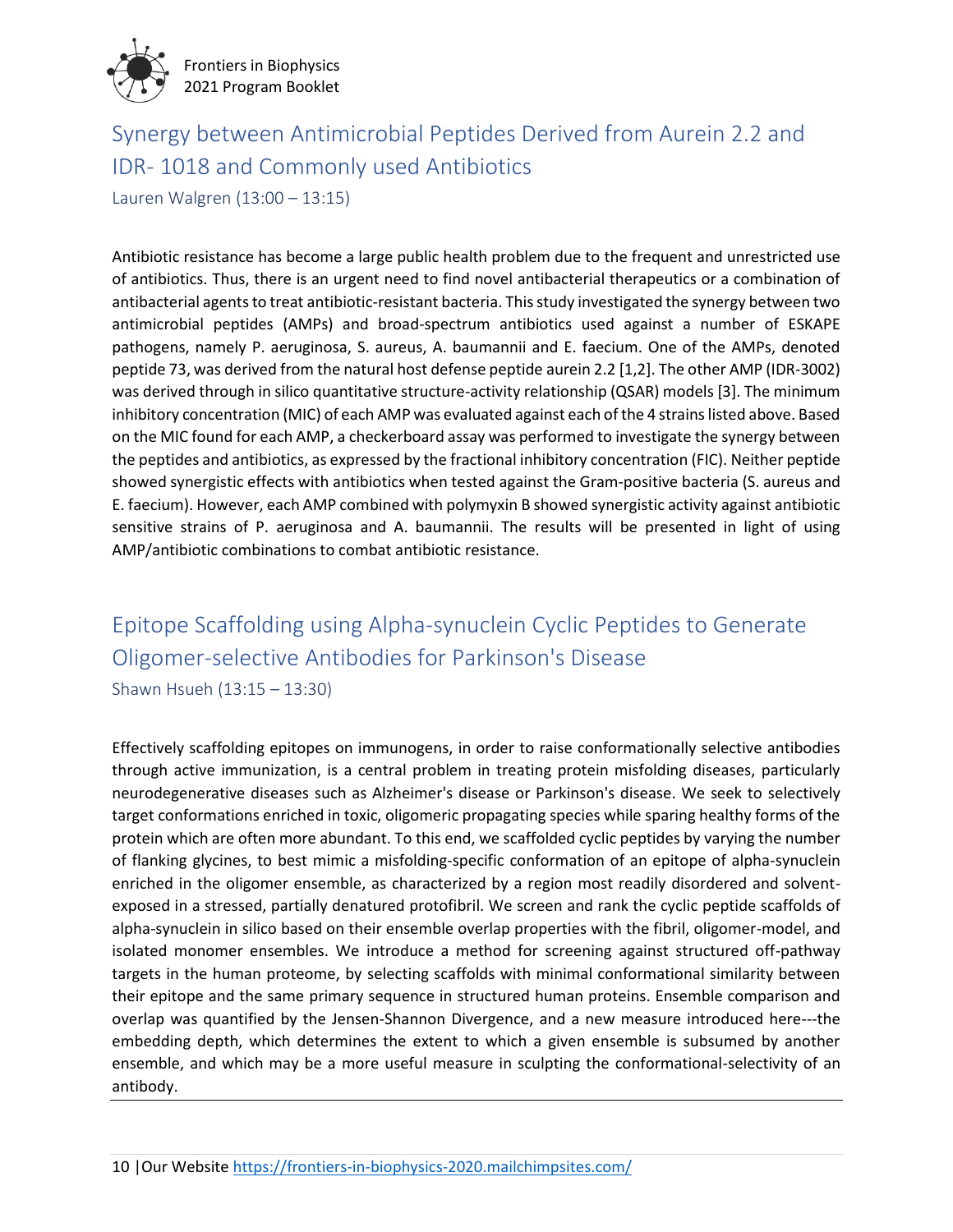## Synergy between Antimicrobial Peptides Derived from Aurein 2.2 and IDR- 1018 and Commonly used Antibiotics

Lauren Walgren (13:00 – 13:15)

Antibiotic resistance has become a large public health problem due to the frequent and unrestricted use of antibiotics. Thus, there is an urgent need to find novel antibacterial therapeutics or a combination of antibacterial agents to treat antibiotic-resistant bacteria. This study investigated the synergy between two antimicrobial peptides (AMPs) and broad-spectrum antibiotics used against a number of ESKAPE pathogens, namely P. aeruginosa, S. aureus, A. baumannii and E. faecium. One of the AMPs, denoted peptide 73, was derived from the natural host defense peptide aurein 2.2 [1,2]. The other AMP (IDR-3002) was derived through in silico quantitative structure-activity relationship (QSAR) models [3]. The minimum inhibitory concentration (MIC) of each AMP was evaluated against each of the 4 strains listed above. Based on the MIC found for each AMP, a checkerboard assay was performed to investigate the synergy between the peptides and antibiotics, as expressed by the fractional inhibitory concentration (FIC). Neither peptide showed synergistic effects with antibiotics when tested against the Gram-positive bacteria (S. aureus and E. faecium). However, each AMP combined with polymyxin B showed synergistic activity against antibiotic sensitive strains of P. aeruginosa and A. baumannii. The results will be presented in light of using AMP/antibiotic combinations to combat antibiotic resistance.

## Epitope Scaffolding using Alpha-synuclein Cyclic Peptides to Generate Oligomer-selective Antibodies for Parkinson's Disease

Shawn Hsueh (13:15 – 13:30)

Effectively scaffolding epitopes on immunogens, in order to raise conformationally selective antibodies through active immunization, is a central problem in treating protein misfolding diseases, particularly neurodegenerative diseases such as Alzheimer's disease or Parkinson's disease. We seek to selectively target conformations enriched in toxic, oligomeric propagating species while sparing healthy forms of the protein which are often more abundant. To this end, we scaffolded cyclic peptides by varying the number of flanking glycines, to best mimic a misfolding-specific conformation of an epitope of alpha-synuclein enriched in the oligomer ensemble, as characterized by a region most readily disordered and solvent-exposed in a stressed, partially denatured protofibril. We screen and rank the cyclic peptide scaffolds of alpha-synuclein in silico based on their ensemble overlap properties with the fibril, oligomer-model, and isolated monomer ensembles. We introduce a method for screening against structured off-pathway targets in the human proteome, by selecting scaffolds with minimal conformational similarity between their epitope and the same primary sequence in structured human proteins. Ensemble comparison and overlap was quantified by the Jensen-Shannon Divergence, and a new measure introduced here---the embedding depth, which determines the extent to which a given ensemble is subsumed by another ensemble, and which may be a more useful measure in sculpting the conformational-selectivity of an antibody.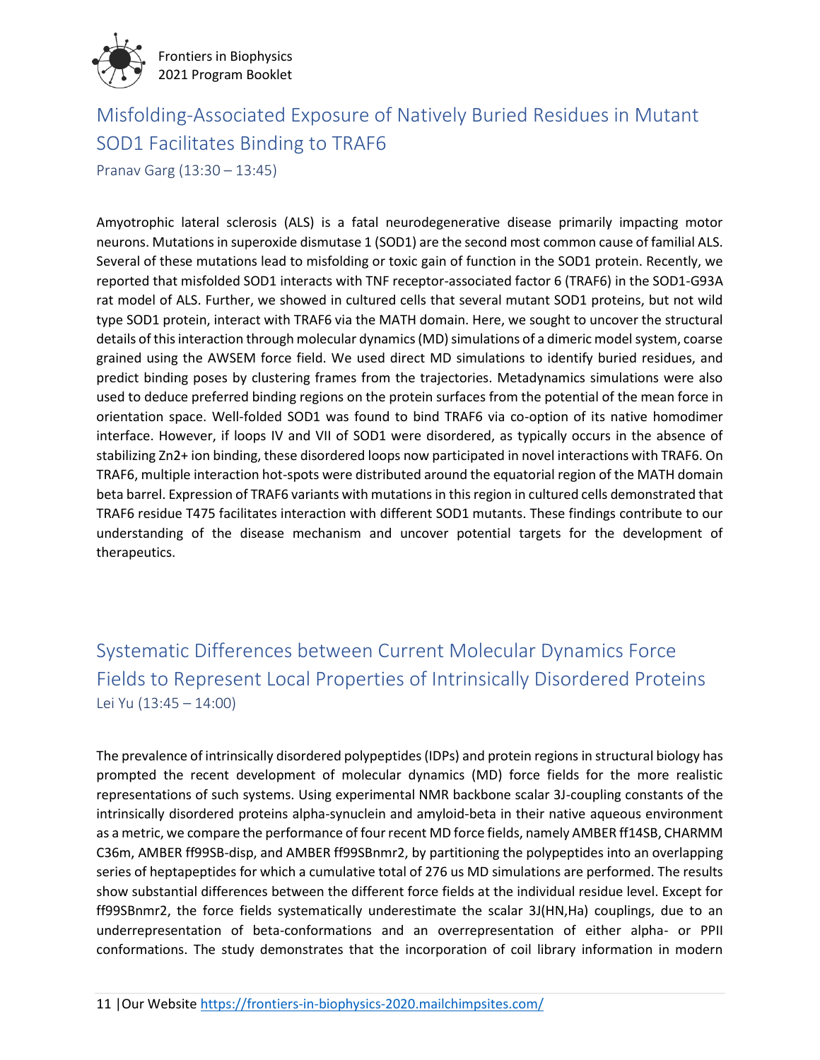## Misfolding-Associated Exposure of Natively Buried Residues in Mutant SOD1 Facilitates Binding to TRAF6

Pranav Garg (13:30 – 13:45)

Amyotrophic lateral sclerosis (ALS) is a fatal neurodegenerative disease primarily impacting motor neurons. Mutations in superoxide dismutase 1 (SOD1) are the second most common cause of familial ALS. Several of these mutations lead to misfolding or toxic gain of function in the SOD1 protein. Recently, we reported that misfolded SOD1 interacts with TNF receptor-associated factor 6 (TRAF6) in the SOD1-G93A rat model of ALS. Further, we showed in cultured cells that several mutant SOD1 proteins, but not wild type SOD1 protein, interact with TRAF6 via the MATH domain. Here, we sought to uncover the structural details of this interaction through molecular dynamics (MD) simulations of a dimeric model system, coarse grained using the AWSEM force field. We used direct MD simulations to identify buried residues, and predict binding poses by clustering frames from the trajectories. Metadynamics simulations were also used to deduce preferred binding regions on the protein surfaces from the potential of the mean force in orientation space. Well-folded SOD1 was found to bind TRAF6 via co-option of its native homodimer interface. However, if loops IV and VII of SOD1 were disordered, as typically occurs in the absence of stabilizing $Zn^{2+}$ ion binding, these disordered loops now participated in novel interactions with TRAF6. On TRAF6, multiple interaction hot-spots were distributed around the equatorial region of the MATH domain beta barrel. Expression of TRAF6 variants with mutations in this region in cultured cells demonstrated that TRAF6 residue T475 facilitates interaction with different SOD1 mutants. These findings contribute to our understanding of the disease mechanism and uncover potential targets for the development of therapeutics.

## Systematic Differences between Current Molecular Dynamics Force Fields to Represent Local Properties of Intrinsically Disordered Proteins

Lei Yu (13:45 – 14:00)

The prevalence of intrinsically disordered polypeptides (IDPs) and protein regions in structural biology has prompted the recent development of molecular dynamics (MD) force fields for the more realistic representations of such systems. Using experimental NMR backbone scalar 3J-coupling constants of the intrinsically disordered proteins alpha-synuclein and amyloid-beta in their native aqueous environment as a metric, we compare the performance of four recent MD force fields, namely AMBER ff14SB, CHARMM C36m, AMBER ff99SB-disp, and AMBER ff99SBnmr2, by partitioning the polypeptides into an overlapping series of heptapeptides for which a cumulative total of 276 us MD simulations are performed. The results show substantial differences between the different force fields at the individual residue level. Except for ff99SBnmr2, the force fields systematically underestimate the scalar 3J(HN,Ha) couplings, due to an underrepresentation of beta-conformations and an overrepresentation of either alpha- or PPII conformations. The study demonstrates that the incorporation of coil library information in modern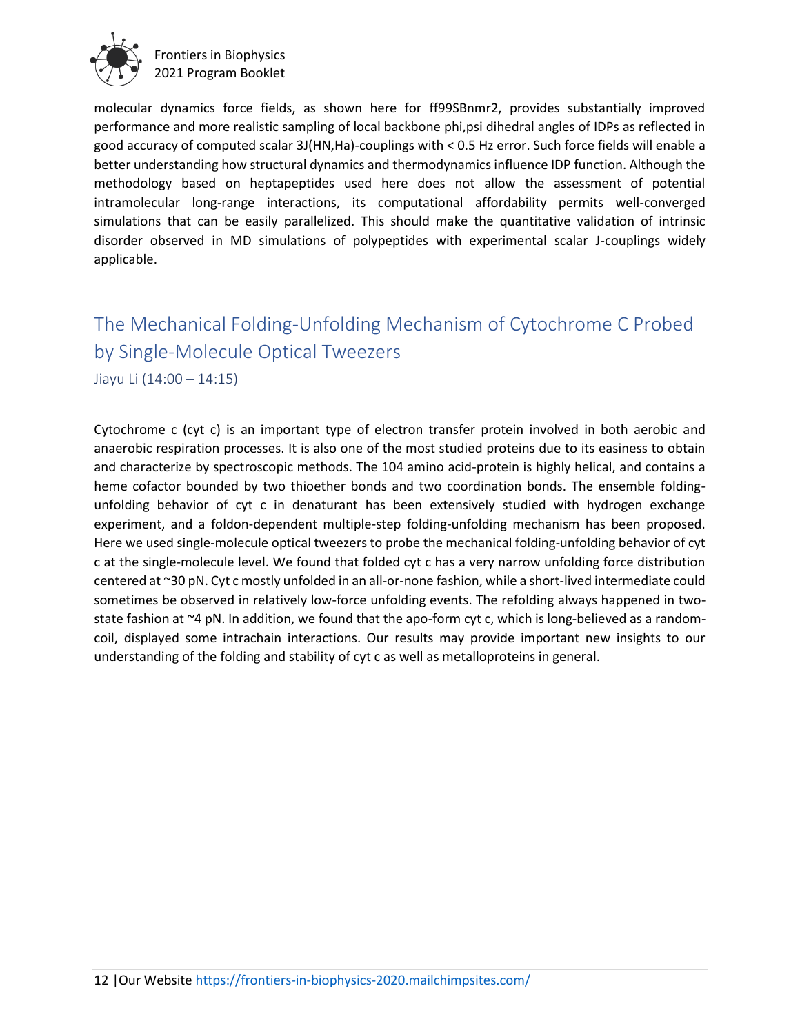molecular dynamics force fields, as shown here for ff99SBnmr2, provides substantially improved performance and more realistic sampling of local backbone phi,psi dihedral angles of IDPs as reflected in good accuracy of computed scalar 3J(HN,Ha)-couplings with < 0.5 Hz error. Such force fields will enable a better understanding how structural dynamics and thermodynamics influence IDP function. Although the methodology based on heptapeptides used here does not allow the assessment of potential intramolecular long-range interactions, its computational affordability permits well-converged simulations that can be easily parallelized. This should make the quantitative validation of intrinsic disorder observed in MD simulations of polypeptides with experimental scalar J-couplings widely applicable.

## The Mechanical Folding-Unfolding Mechanism of Cytochrome C Probed by Single-Molecule Optical Tweezers

Jiayu Li (14:00 – 14:15)

Cytochrome c (cyt c) is an important type of electron transfer protein involved in both aerobic and anaerobic respiration processes. It is also one of the most studied proteins due to its easiness to obtain and characterize by spectroscopic methods. The 104 amino acid-protein is highly helical, and contains a heme cofactor bounded by two thioether bonds and two coordination bonds. The ensemble folding-unfolding behavior of cyt c in denaturant has been extensively studied with hydrogen exchange experiment, and a foldon-dependent multiple-step folding-unfolding mechanism has been proposed. Here we used single-molecule optical tweezers to probe the mechanical folding-unfolding behavior of cyt c at the single-molecule level. We found that folded cyt c has a very narrow unfolding force distribution centered at ~30 pN. Cyt c mostly unfolded in an all-or-none fashion, while a short-lived intermediate could sometimes be observed in relatively low-force unfolding events. The refolding always happened in two-state fashion at ~4 pN. In addition, we found that the apo-form cyt c, which is long-believed as a random-coil, displayed some intrachain interactions. Our results may provide important new insights to our understanding of the folding and stability of cyt c as well as metalloproteins in general.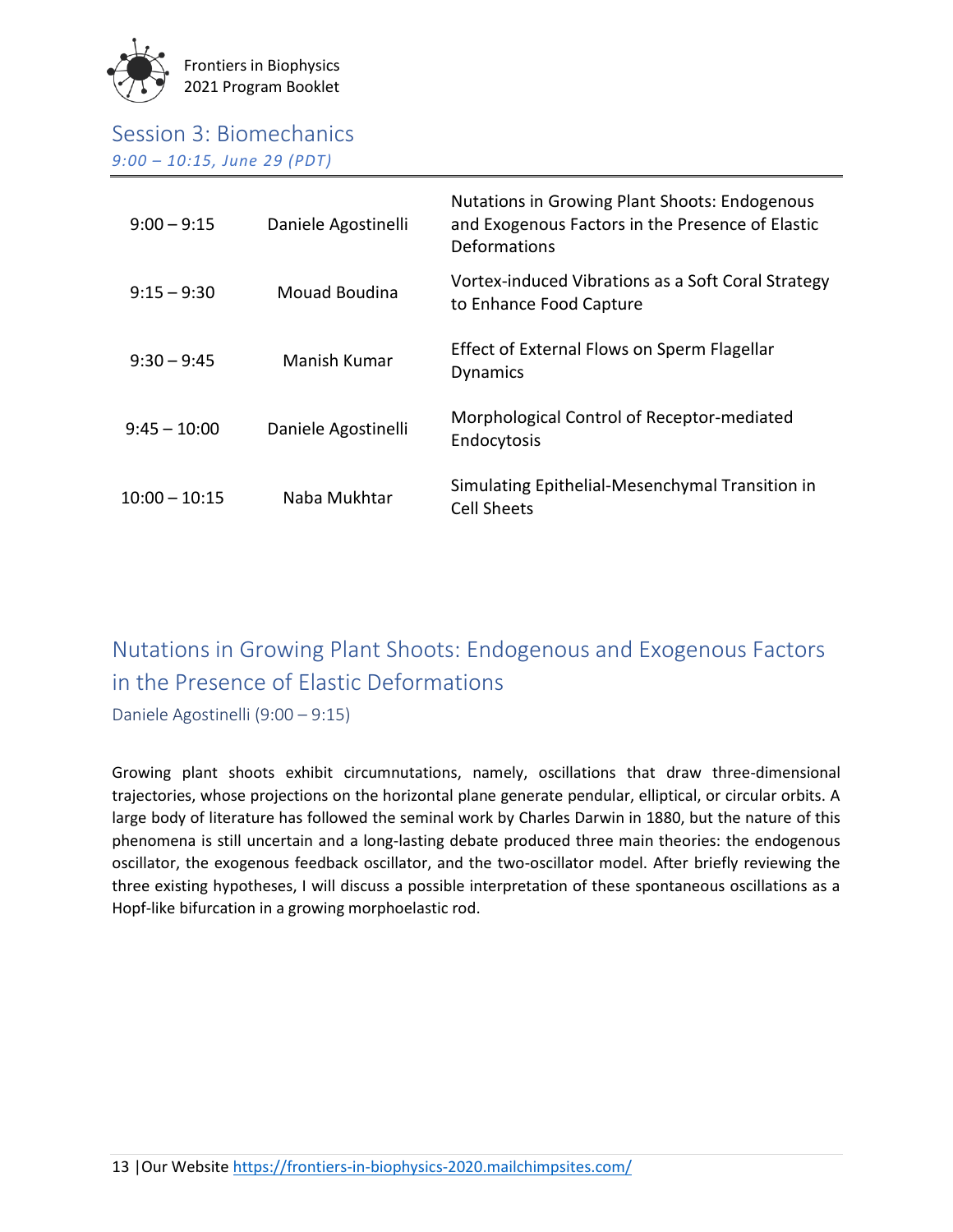## Session 3: Biomechanics

*9:00 – 10:15, June 29 (PDT)*

| | | |
|---|---|---|
| 9:00 – 9:15 | Daniele Agostinelli | Nutations in Growing Plant Shoots: Endogenous and Exogenous Factors in the Presence of Elastic Deformations |
| 9:15 – 9:30 | Mouad Boudina | Vortex-induced Vibrations as a Soft Coral Strategy to Enhance Food Capture |
| 9:30 – 9:45 | Manish Kumar | Effect of External Flows on Sperm Flagellar Dynamics |
| 9:45 – 10:00 | Daniele Agostinelli | Morphological Control of Receptor-mediated Endocytosis |
| 10:00 – 10:15 | Naba Mukhtar | Simulating Epithelial-Mesenchymal Transition in Cell Sheets |

## Nutations in Growing Plant Shoots: Endogenous and Exogenous Factors in the Presence of Elastic Deformations

Daniele Agostinelli (9:00 – 9:15)

Growing plant shoots exhibit circumnutations, namely, oscillations that draw three-dimensional trajectories, whose projections on the horizontal plane generate pendular, elliptical, or circular orbits. A large body of literature has followed the seminal work by Charles Darwin in 1880, but the nature of this phenomena is still uncertain and a long-lasting debate produced three main theories: the endogenous oscillator, the exogenous feedback oscillator, and the two-oscillator model. After briefly reviewing the three existing hypotheses, I will discuss a possible interpretation of these spontaneous oscillations as a Hopf-like bifurcation in a growing morphoelastic rod.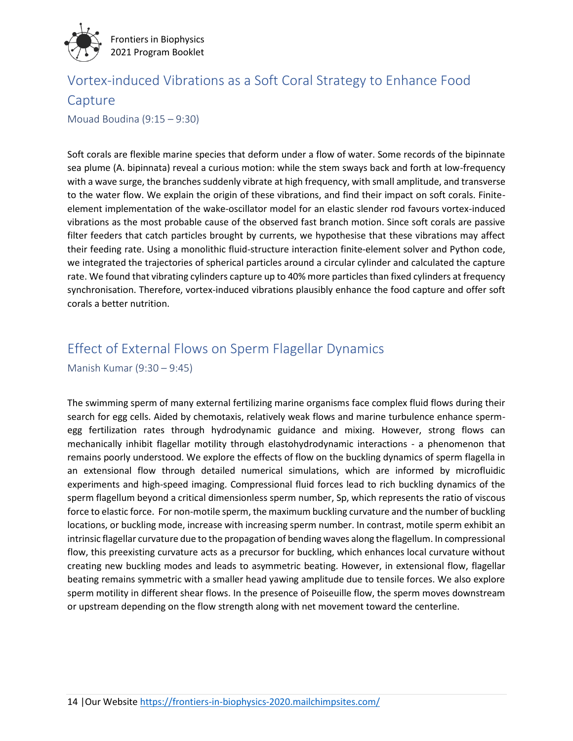## Vortex-induced Vibrations as a Soft Coral Strategy to Enhance Food Capture

### Mouad Boudina (9:15 – 9:30)

Soft corals are flexible marine species that deform under a flow of water. Some records of the bipinnate sea plume (A. bipinnata) reveal a curious motion: while the stem sways back and forth at low-frequency with a wave surge, the branches suddenly vibrate at high frequency, with small amplitude, and transverse to the water flow. We explain the origin of these vibrations, and find their impact on soft corals. Finite-element implementation of the wake-oscillator model for an elastic slender rod favours vortex-induced vibrations as the most probable cause of the observed fast branch motion. Since soft corals are passive filter feeders that catch particles brought by currents, we hypothesise that these vibrations may affect their feeding rate. Using a monolithic fluid-structure interaction finite-element solver and Python code, we integrated the trajectories of spherical particles around a circular cylinder and calculated the capture rate. We found that vibrating cylinders capture up to 40% more particles than fixed cylinders at frequency synchronisation. Therefore, vortex-induced vibrations plausibly enhance the food capture and offer soft corals a better nutrition.

## Effect of External Flows on Sperm Flagellar Dynamics

### Manish Kumar (9:30 – 9:45)

The swimming sperm of many external fertilizing marine organisms face complex fluid flows during their search for egg cells. Aided by chemotaxis, relatively weak flows and marine turbulence enhance sperm-egg fertilization rates through hydrodynamic guidance and mixing. However, strong flows can mechanically inhibit flagellar motility through elastohydrodynamic interactions - a phenomenon that remains poorly understood. We explore the effects of flow on the buckling dynamics of sperm flagella in an extensional flow through detailed numerical simulations, which are informed by microfluidic experiments and high-speed imaging. Compressional fluid forces lead to rich buckling dynamics of the sperm flagellum beyond a critical dimensionless sperm number, Sp, which represents the ratio of viscous force to elastic force. For non-motile sperm, the maximum buckling curvature and the number of buckling locations, or buckling mode, increase with increasing sperm number. In contrast, motile sperm exhibit an intrinsic flagellar curvature due to the propagation of bending waves along the flagellum. In compressional flow, this preexisting curvature acts as a precursor for buckling, which enhances local curvature without creating new buckling modes and leads to asymmetric beating. However, in extensional flow, flagellar beating remains symmetric with a smaller head yawing amplitude due to tensile forces. We also explore sperm motility in different shear flows. In the presence of Poiseuille flow, the sperm moves downstream or upstream depending on the flow strength along with net movement toward the centerline.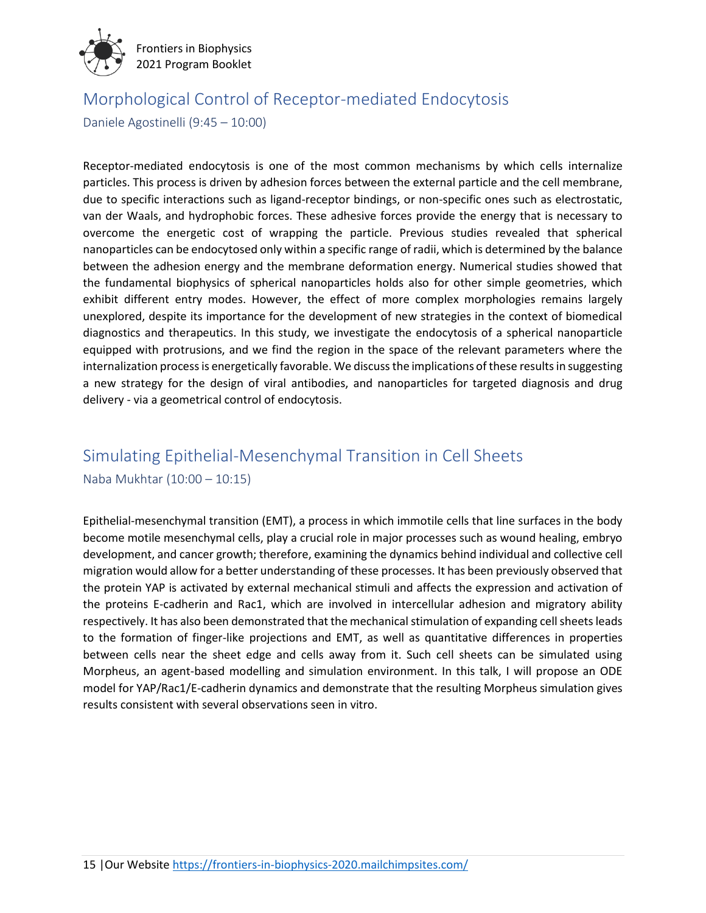## Morphological Control of Receptor-mediated Endocytosis

Daniele Agostinelli (9:45 – 10:00)

Receptor-mediated endocytosis is one of the most common mechanisms by which cells internalize particles. This process is driven by adhesion forces between the external particle and the cell membrane, due to specific interactions such as ligand-receptor bindings, or non-specific ones such as electrostatic, van der Waals, and hydrophobic forces. These adhesive forces provide the energy that is necessary to overcome the energetic cost of wrapping the particle. Previous studies revealed that spherical nanoparticles can be endocytosed only within a specific range of radii, which is determined by the balance between the adhesion energy and the membrane deformation energy. Numerical studies showed that the fundamental biophysics of spherical nanoparticles holds also for other simple geometries, which exhibit different entry modes. However, the effect of more complex morphologies remains largely unexplored, despite its importance for the development of new strategies in the context of biomedical diagnostics and therapeutics. In this study, we investigate the endocytosis of a spherical nanoparticle equipped with protrusions, and we find the region in the space of the relevant parameters where the internalization process is energetically favorable. We discuss the implications of these results in suggesting a new strategy for the design of viral antibodies, and nanoparticles for targeted diagnosis and drug delivery - via a geometrical control of endocytosis.

## Simulating Epithelial-Mesenchymal Transition in Cell Sheets

Naba Mukhtar (10:00 – 10:15)

Epithelial-mesenchymal transition (EMT), a process in which immotile cells that line surfaces in the body become motile mesenchymal cells, play a crucial role in major processes such as wound healing, embryo development, and cancer growth; therefore, examining the dynamics behind individual and collective cell migration would allow for a better understanding of these processes. It has been previously observed that the protein YAP is activated by external mechanical stimuli and affects the expression and activation of the proteins E-cadherin and Rac1, which are involved in intercellular adhesion and migratory ability respectively. It has also been demonstrated that the mechanical stimulation of expanding cell sheets leads to the formation of finger-like projections and EMT, as well as quantitative differences in properties between cells near the sheet edge and cells away from it. Such cell sheets can be simulated using Morpheus, an agent-based modelling and simulation environment. In this talk, I will propose an ODE model for YAP/Rac1/E-cadherin dynamics and demonstrate that the resulting Morpheus simulation gives results consistent with several observations seen in vitro.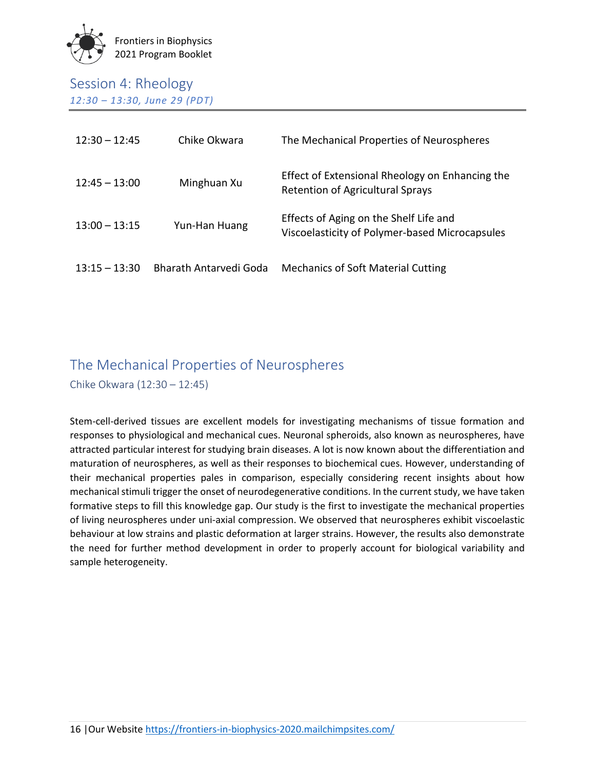## Session 4: Rheology

*12:30 – 13:30, June 29 (PDT)*

| | | |
|---|---|---|
| 12:30 – 12:45 | Chike Okwara | The Mechanical Properties of Neurospheres |
| 12:45 – 13:00 | Minghuan Xu | Effect of Extensional Rheology on Enhancing the Retention of Agricultural Sprays |
| 13:00 – 13:15 | Yun-Han Huang | Effects of Aging on the Shelf Life and Viscoelasticity of Polymer-based Microcapsules |
| 13:15 – 13:30 | Bharath Antarvedi Goda | Mechanics of Soft Material Cutting |

## The Mechanical Properties of Neurospheres

Chike Okwara (12:30 – 12:45)

Stem-cell-derived tissues are excellent models for investigating mechanisms of tissue formation and responses to physiological and mechanical cues. Neuronal spheroids, also known as neurospheres, have attracted particular interest for studying brain diseases. A lot is now known about the differentiation and maturation of neurospheres, as well as their responses to biochemical cues. However, understanding of their mechanical properties pales in comparison, especially considering recent insights about how mechanical stimuli trigger the onset of neurodegenerative conditions. In the current study, we have taken formative steps to fill this knowledge gap. Our study is the first to investigate the mechanical properties of living neurospheres under uni-axial compression. We observed that neurospheres exhibit viscoelastic behaviour at low strains and plastic deformation at larger strains. However, the results also demonstrate the need for further method development in order to properly account for biological variability and sample heterogeneity.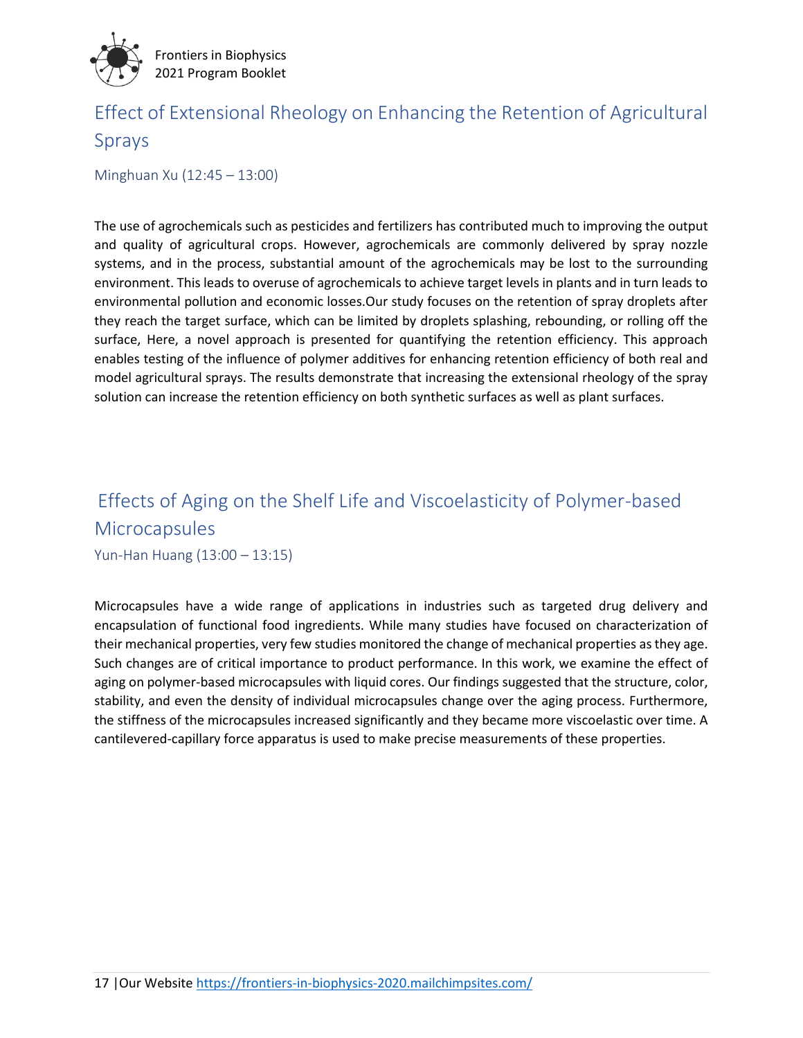## Effect of Extensional Rheology on Enhancing the Retention of Agricultural Sprays

Minghuan Xu (12:45 – 13:00)

The use of agrochemicals such as pesticides and fertilizers has contributed much to improving the output and quality of agricultural crops. However, agrochemicals are commonly delivered by spray nozzle systems, and in the process, substantial amount of the agrochemicals may be lost to the surrounding environment. This leads to overuse of agrochemicals to achieve target levels in plants and in turn leads to environmental pollution and economic losses.Our study focuses on the retention of spray droplets after they reach the target surface, which can be limited by droplets splashing, rebounding, or rolling off the surface, Here, a novel approach is presented for quantifying the retention efficiency. This approach enables testing of the influence of polymer additives for enhancing retention efficiency of both real and model agricultural sprays. The results demonstrate that increasing the extensional rheology of the spray solution can increase the retention efficiency on both synthetic surfaces as well as plant surfaces.

## Effects of Aging on the Shelf Life and Viscoelasticity of Polymer-based Microcapsules

Yun-Han Huang (13:00 – 13:15)

Microcapsules have a wide range of applications in industries such as targeted drug delivery and encapsulation of functional food ingredients. While many studies have focused on characterization of their mechanical properties, very few studies monitored the change of mechanical properties as they age. Such changes are of critical importance to product performance. In this work, we examine the effect of aging on polymer-based microcapsules with liquid cores. Our findings suggested that the structure, color, stability, and even the density of individual microcapsules change over the aging process. Furthermore, the stiffness of the microcapsules increased significantly and they became more viscoelastic over time. A cantilevered-capillary force apparatus is used to make precise measurements of these properties.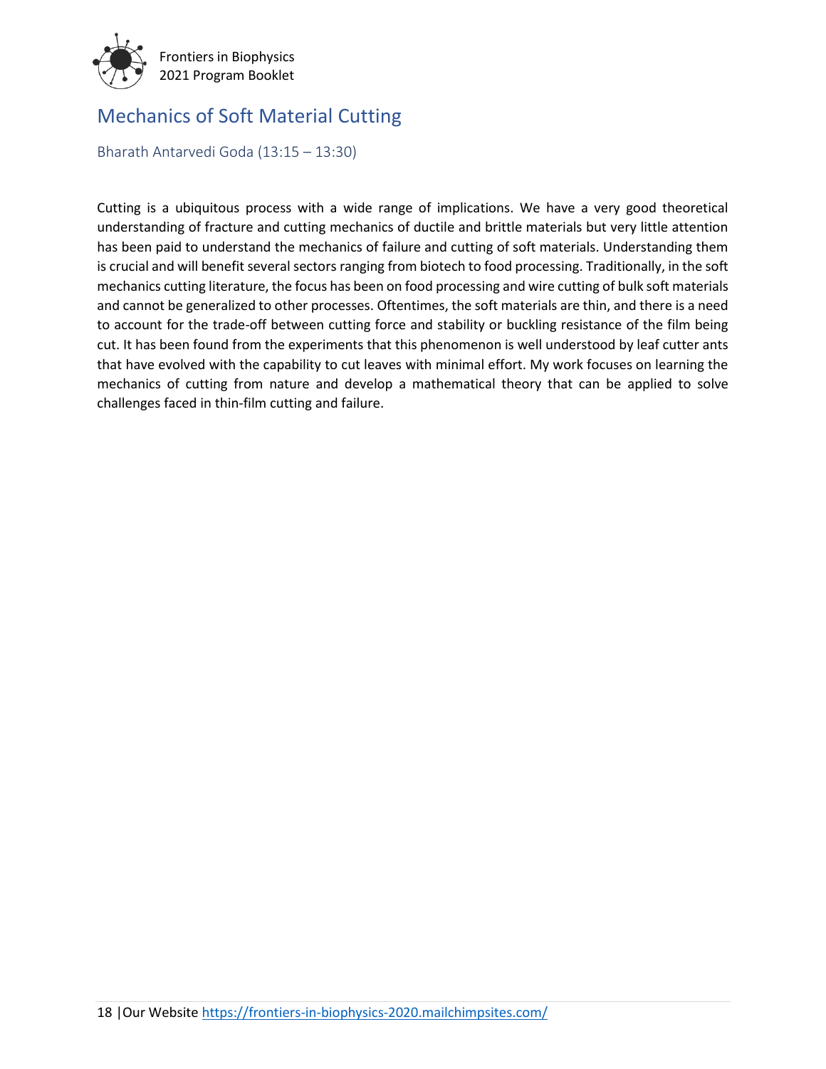## Mechanics of Soft Material Cutting

Bharath Antarvedi Goda (13:15 – 13:30)

Cutting is a ubiquitous process with a wide range of implications. We have a very good theoretical understanding of fracture and cutting mechanics of ductile and brittle materials but very little attention has been paid to understand the mechanics of failure and cutting of soft materials. Understanding them is crucial and will benefit several sectors ranging from biotech to food processing. Traditionally, in the soft mechanics cutting literature, the focus has been on food processing and wire cutting of bulk soft materials and cannot be generalized to other processes. Oftentimes, the soft materials are thin, and there is a need to account for the trade-off between cutting force and stability or buckling resistance of the film being cut. It has been found from the experiments that this phenomenon is well understood by leaf cutter ants that have evolved with the capability to cut leaves with minimal effort. My work focuses on learning the mechanics of cutting from nature and develop a mathematical theory that can be applied to solve challenges faced in thin-film cutting and failure.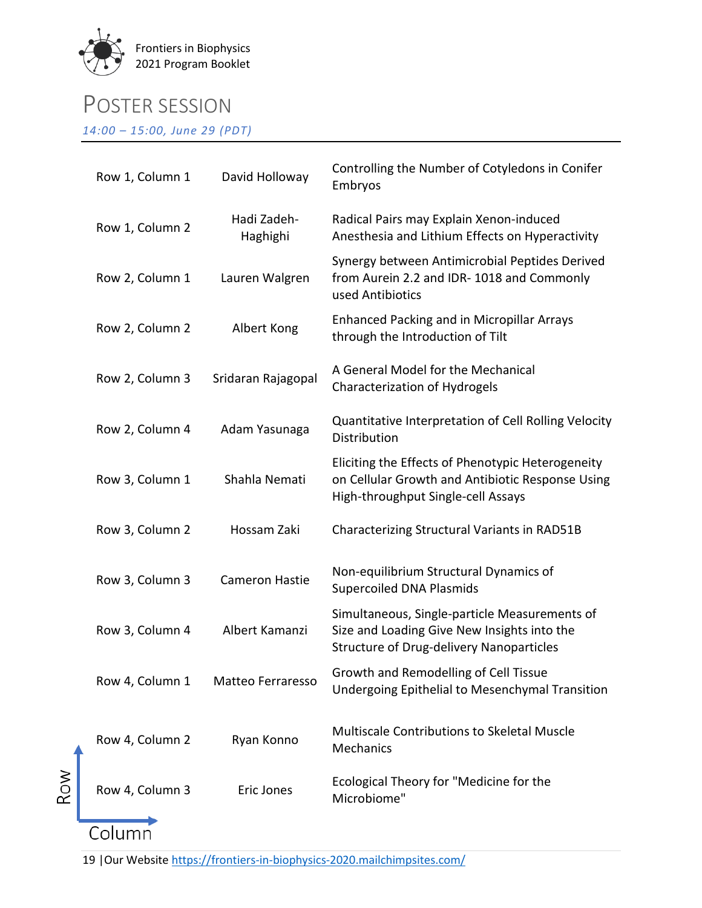# Poster Session

*14:00 – 15:00, June 29 (PDT)*

| | | |
|---|---|---|
| Row 1, Column 1 | David Holloway | Controlling the Number of Cotyledons in Conifer Embryos |
| Row 1, Column 2 | Hadi Zadeh-Haghighi | Radical Pairs may Explain Xenon-induced Anesthesia and Lithium Effects on Hyperactivity |
| Row 2, Column 1 | Lauren Walgren | Synergy between Antimicrobial Peptides Derived from Aurein 2.2 and IDR- 1018 and Commonly used Antibiotics |
| Row 2, Column 2 | Albert Kong | Enhanced Packing and in Micropillar Arrays through the Introduction of Tilt |
| Row 2, Column 3 | Sridaran Rajagopal | A General Model for the Mechanical Characterization of Hydrogels |
| Row 2, Column 4 | Adam Yasunaga | Quantitative Interpretation of Cell Rolling Velocity Distribution |
| Row 3, Column 1 | Shahla Nemati | Eliciting the Effects of Phenotypic Heterogeneity on Cellular Growth and Antibiotic Response Using High-throughput Single-cell Assays |
| Row 3, Column 2 | Hossam Zaki | Characterizing Structural Variants in RAD51B |
| Row 3, Column 3 | Cameron Hastie | Non-equilibrium Structural Dynamics of Supercoiled DNA Plasmids |
| Row 3, Column 4 | Albert Kamanzi | Simultaneous, Single-particle Measurements of Size and Loading Give New Insights into the Structure of Drug-delivery Nanoparticles |
| Row 4, Column 1 | Matteo Ferraresso | Growth and Remodelling of Cell Tissue Undergoing Epithelial to Mesenchymal Transition |
| Row 4, Column 2 | Ryan Konno | Multiscale Contributions to Skeletal Muscle Mechanics |
| Row 4, Column 3 | Eric Jones | Ecological Theory for "Medicine for the Microbiome" |

Row

Column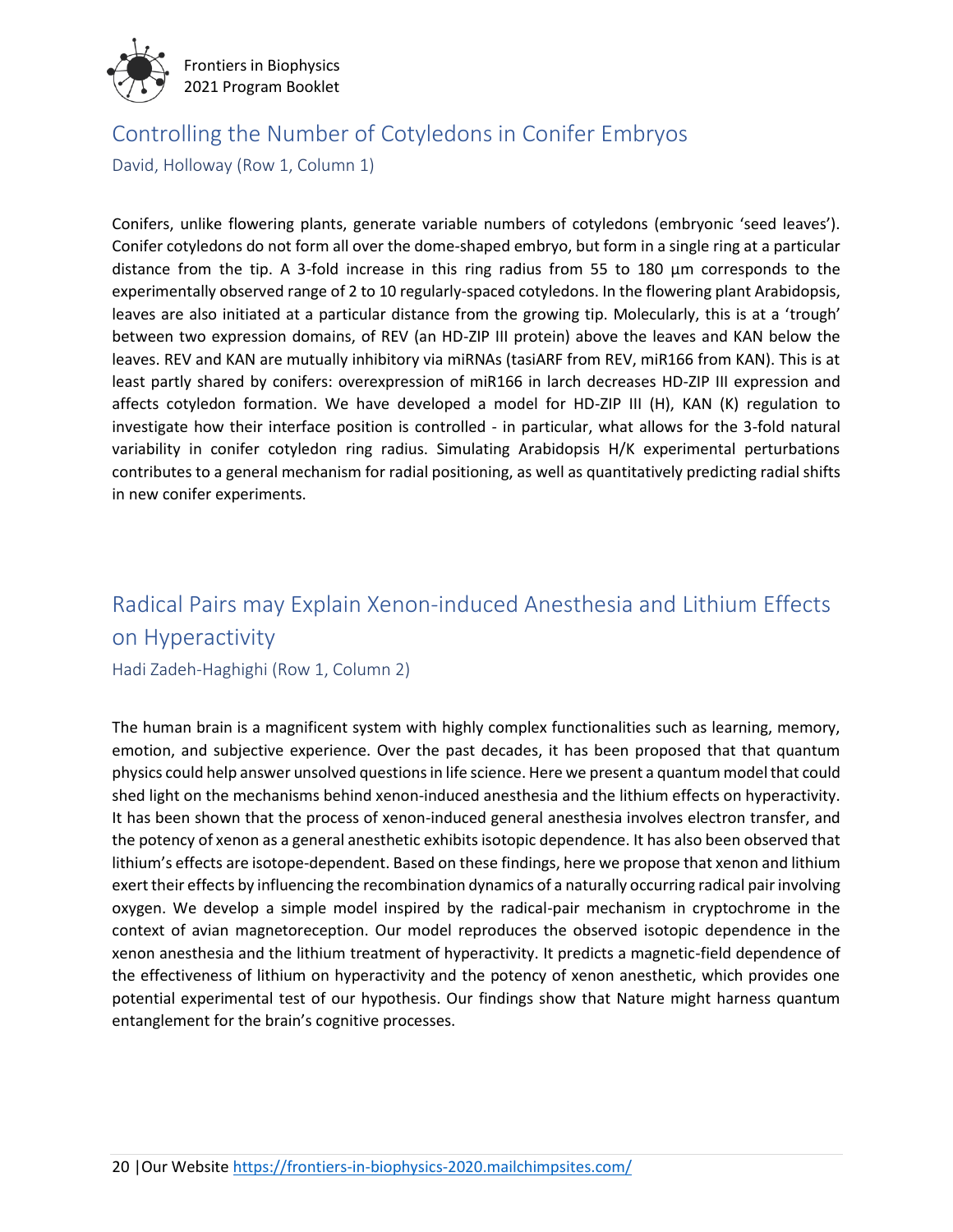## Controlling the Number of Cotyledons in Conifer Embryos

David, Holloway (Row 1, Column 1)

Conifers, unlike flowering plants, generate variable numbers of cotyledons (embryonic 'seed leaves'). Conifer cotyledons do not form all over the dome-shaped embryo, but form in a single ring at a particular distance from the tip. A 3-fold increase in this ring radius from 55 to 180 µm corresponds to the experimentally observed range of 2 to 10 regularly-spaced cotyledons. In the flowering plant Arabidopsis, leaves are also initiated at a particular distance from the growing tip. Molecularly, this is at a 'trough' between two expression domains, of REV (an HD-ZIP III protein) above the leaves and KAN below the leaves. REV and KAN are mutually inhibitory via miRNAs (tasiARF from REV, miR166 from KAN). This is at least partly shared by conifers: overexpression of miR166 in larch decreases HD-ZIP III expression and affects cotyledon formation. We have developed a model for HD-ZIP III (H), KAN (K) regulation to investigate how their interface position is controlled - in particular, what allows for the 3-fold natural variability in conifer cotyledon ring radius. Simulating Arabidopsis H/K experimental perturbations contributes to a general mechanism for radial positioning, as well as quantitatively predicting radial shifts in new conifer experiments.

## Radical Pairs may Explain Xenon-induced Anesthesia and Lithium Effects on Hyperactivity

Hadi Zadeh-Haghighi (Row 1, Column 2)

The human brain is a magnificent system with highly complex functionalities such as learning, memory, emotion, and subjective experience. Over the past decades, it has been proposed that that quantum physics could help answer unsolved questions in life science. Here we present a quantum model that could shed light on the mechanisms behind xenon-induced anesthesia and the lithium effects on hyperactivity. It has been shown that the process of xenon-induced general anesthesia involves electron transfer, and the potency of xenon as a general anesthetic exhibits isotopic dependence. It has also been observed that lithium's effects are isotope-dependent. Based on these findings, here we propose that xenon and lithium exert their effects by influencing the recombination dynamics of a naturally occurring radical pair involving oxygen. We develop a simple model inspired by the radical-pair mechanism in cryptochrome in the context of avian magnetoreception. Our model reproduces the observed isotopic dependence in the xenon anesthesia and the lithium treatment of hyperactivity. It predicts a magnetic-field dependence of the effectiveness of lithium on hyperactivity and the potency of xenon anesthetic, which provides one potential experimental test of our hypothesis. Our findings show that Nature might harness quantum entanglement for the brain's cognitive processes.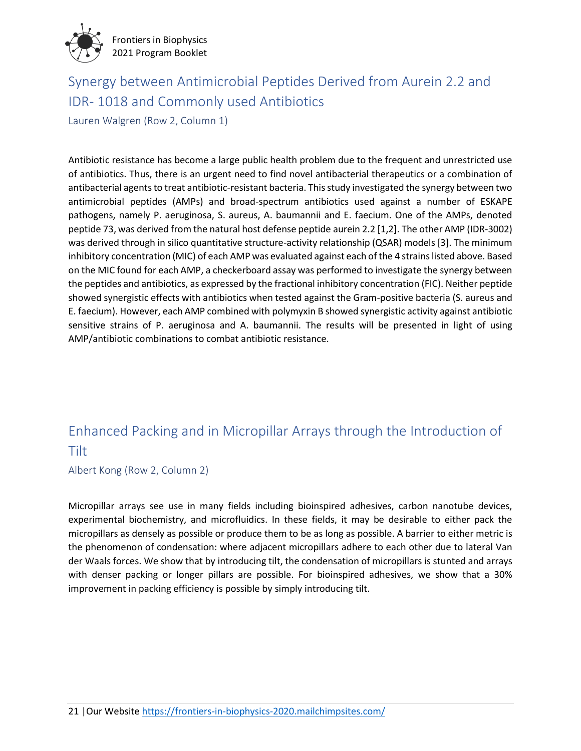## Synergy between Antimicrobial Peptides Derived from Aurein 2.2 and IDR- 1018 and Commonly used Antibiotics

Lauren Walgren (Row 2, Column 1)

Antibiotic resistance has become a large public health problem due to the frequent and unrestricted use of antibiotics. Thus, there is an urgent need to find novel antibacterial therapeutics or a combination of antibacterial agents to treat antibiotic-resistant bacteria. This study investigated the synergy between two antimicrobial peptides (AMPs) and broad-spectrum antibiotics used against a number of ESKAPE pathogens, namely P. aeruginosa, S. aureus, A. baumannii and E. faecium. One of the AMPs, denoted peptide 73, was derived from the natural host defense peptide aurein 2.2 [1,2]. The other AMP (IDR-3002) was derived through in silico quantitative structure-activity relationship (QSAR) models [3]. The minimum inhibitory concentration (MIC) of each AMP was evaluated against each of the 4 strains listed above. Based on the MIC found for each AMP, a checkerboard assay was performed to investigate the synergy between the peptides and antibiotics, as expressed by the fractional inhibitory concentration (FIC). Neither peptide showed synergistic effects with antibiotics when tested against the Gram-positive bacteria (S. aureus and E. faecium). However, each AMP combined with polymyxin B showed synergistic activity against antibiotic sensitive strains of P. aeruginosa and A. baumannii. The results will be presented in light of using AMP/antibiotic combinations to combat antibiotic resistance.

## Enhanced Packing and in Micropillar Arrays through the Introduction of Tilt

Albert Kong (Row 2, Column 2)

Micropillar arrays see use in many fields including bioinspired adhesives, carbon nanotube devices, experimental biochemistry, and microfluidics. In these fields, it may be desirable to either pack the micropillars as densely as possible or produce them to be as long as possible. A barrier to either metric is the phenomenon of condensation: where adjacent micropillars adhere to each other due to lateral Van der Waals forces. We show that by introducing tilt, the condensation of micropillars is stunted and arrays with denser packing or longer pillars are possible. For bioinspired adhesives, we show that a 30% improvement in packing efficiency is possible by simply introducing tilt.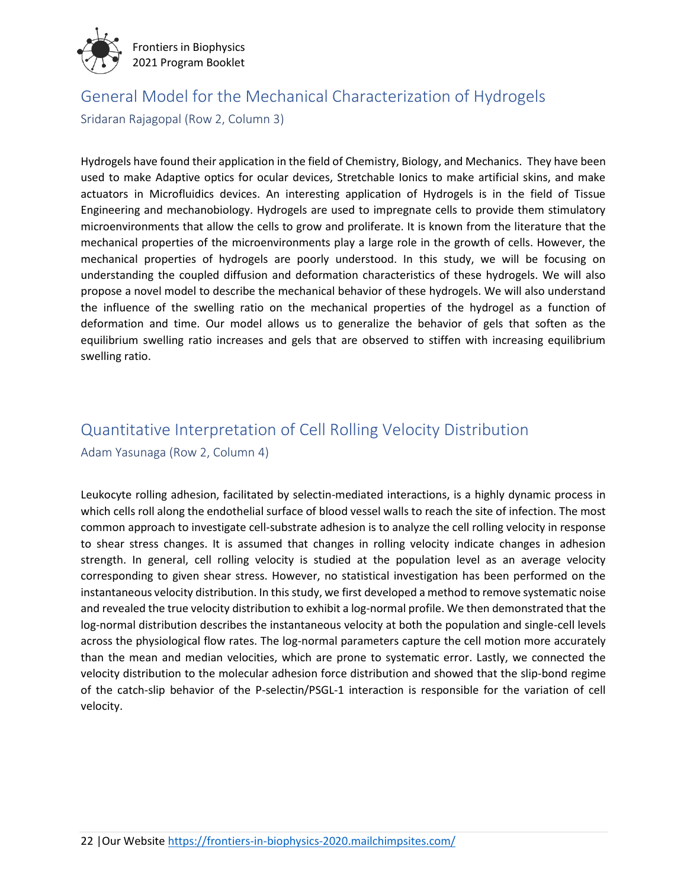## General Model for the Mechanical Characterization of Hydrogels

Sridaran Rajagopal (Row 2, Column 3)

Hydrogels have found their application in the field of Chemistry, Biology, and Mechanics. They have been used to make Adaptive optics for ocular devices, Stretchable Ionics to make artificial skins, and make actuators in Microfluidics devices. An interesting application of Hydrogels is in the field of Tissue Engineering and mechanobiology. Hydrogels are used to impregnate cells to provide them stimulatory microenvironments that allow the cells to grow and proliferate. It is known from the literature that the mechanical properties of the microenvironments play a large role in the growth of cells. However, the mechanical properties of hydrogels are poorly understood. In this study, we will be focusing on understanding the coupled diffusion and deformation characteristics of these hydrogels. We will also propose a novel model to describe the mechanical behavior of these hydrogels. We will also understand the influence of the swelling ratio on the mechanical properties of the hydrogel as a function of deformation and time. Our model allows us to generalize the behavior of gels that soften as the equilibrium swelling ratio increases and gels that are observed to stiffen with increasing equilibrium swelling ratio.

## Quantitative Interpretation of Cell Rolling Velocity Distribution

Adam Yasunaga (Row 2, Column 4)

Leukocyte rolling adhesion, facilitated by selectin-mediated interactions, is a highly dynamic process in which cells roll along the endothelial surface of blood vessel walls to reach the site of infection. The most common approach to investigate cell-substrate adhesion is to analyze the cell rolling velocity in response to shear stress changes. It is assumed that changes in rolling velocity indicate changes in adhesion strength. In general, cell rolling velocity is studied at the population level as an average velocity corresponding to given shear stress. However, no statistical investigation has been performed on the instantaneous velocity distribution. In this study, we first developed a method to remove systematic noise and revealed the true velocity distribution to exhibit a log-normal profile. We then demonstrated that the log-normal distribution describes the instantaneous velocity at both the population and single-cell levels across the physiological flow rates. The log-normal parameters capture the cell motion more accurately than the mean and median velocities, which are prone to systematic error. Lastly, we connected the velocity distribution to the molecular adhesion force distribution and showed that the slip-bond regime of the catch-slip behavior of the P-selectin/PSGL-1 interaction is responsible for the variation of cell velocity.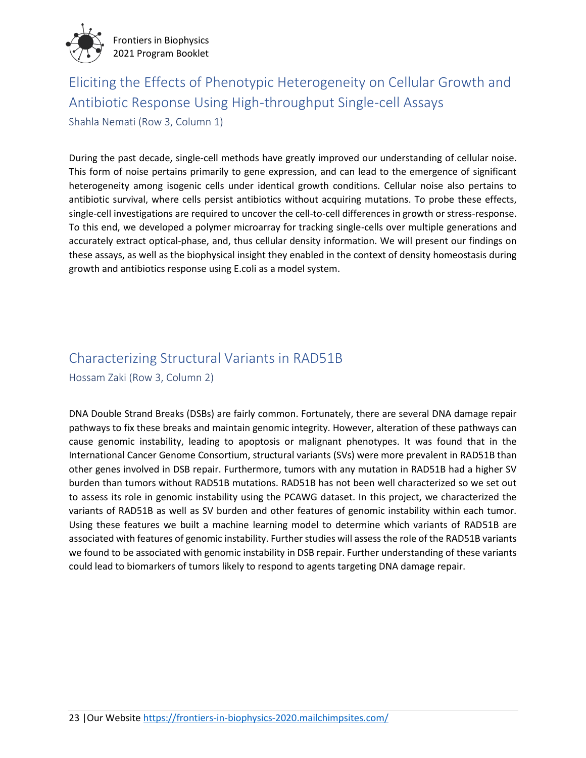## Eliciting the Effects of Phenotypic Heterogeneity on Cellular Growth and Antibiotic Response Using High-throughput Single-cell Assays

Shahla Nemati (Row 3, Column 1)

During the past decade, single-cell methods have greatly improved our understanding of cellular noise. This form of noise pertains primarily to gene expression, and can lead to the emergence of significant heterogeneity among isogenic cells under identical growth conditions. Cellular noise also pertains to antibiotic survival, where cells persist antibiotics without acquiring mutations. To probe these effects, single-cell investigations are required to uncover the cell-to-cell differences in growth or stress-response. To this end, we developed a polymer microarray for tracking single-cells over multiple generations and accurately extract optical-phase, and, thus cellular density information. We will present our findings on these assays, as well as the biophysical insight they enabled in the context of density homeostasis during growth and antibiotics response using E.coli as a model system.

## Characterizing Structural Variants in RAD51B

Hossam Zaki (Row 3, Column 2)

DNA Double Strand Breaks (DSBs) are fairly common. Fortunately, there are several DNA damage repair pathways to fix these breaks and maintain genomic integrity. However, alteration of these pathways can cause genomic instability, leading to apoptosis or malignant phenotypes. It was found that in the International Cancer Genome Consortium, structural variants (SVs) were more prevalent in RAD51B than other genes involved in DSB repair. Furthermore, tumors with any mutation in RAD51B had a higher SV burden than tumors without RAD51B mutations. RAD51B has not been well characterized so we set out to assess its role in genomic instability using the PCAWG dataset. In this project, we characterized the variants of RAD51B as well as SV burden and other features of genomic instability within each tumor. Using these features we built a machine learning model to determine which variants of RAD51B are associated with features of genomic instability. Further studies will assess the role of the RAD51B variants we found to be associated with genomic instability in DSB repair. Further understanding of these variants could lead to biomarkers of tumors likely to respond to agents targeting DNA damage repair.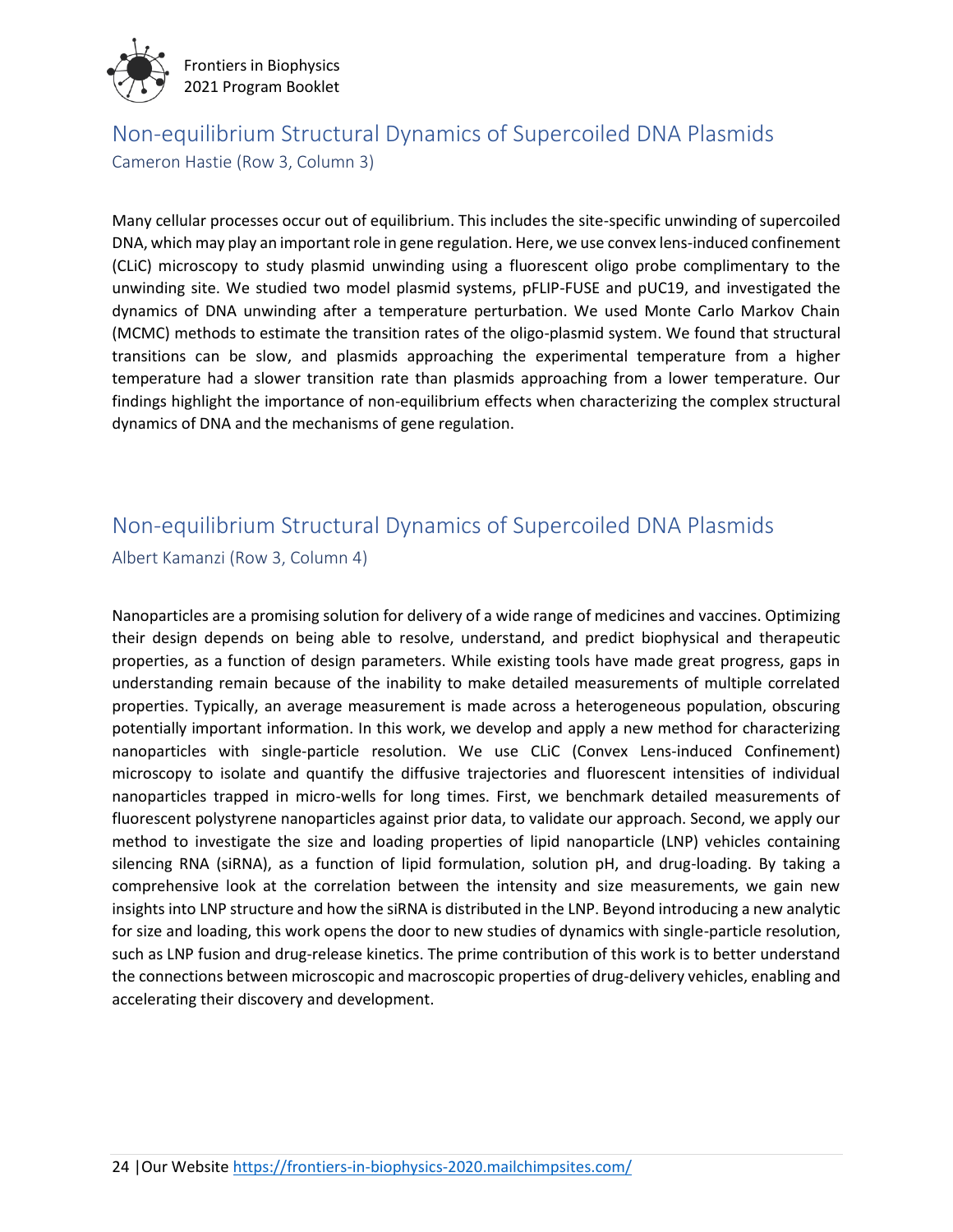## Non-equilibrium Structural Dynamics of Supercoiled DNA Plasmids

Cameron Hastie (Row 3, Column 3)

Many cellular processes occur out of equilibrium. This includes the site-specific unwinding of supercoiled DNA, which may play an important role in gene regulation. Here, we use convex lens-induced confinement (CLiC) microscopy to study plasmid unwinding using a fluorescent oligo probe complimentary to the unwinding site. We studied two model plasmid systems, pFLIP-FUSE and pUC19, and investigated the dynamics of DNA unwinding after a temperature perturbation. We used Monte Carlo Markov Chain (MCMC) methods to estimate the transition rates of the oligo-plasmid system. We found that structural transitions can be slow, and plasmids approaching the experimental temperature from a higher temperature had a slower transition rate than plasmids approaching from a lower temperature. Our findings highlight the importance of non-equilibrium effects when characterizing the complex structural dynamics of DNA and the mechanisms of gene regulation.

## Non-equilibrium Structural Dynamics of Supercoiled DNA Plasmids

Albert Kamanzi (Row 3, Column 4)

Nanoparticles are a promising solution for delivery of a wide range of medicines and vaccines. Optimizing their design depends on being able to resolve, understand, and predict biophysical and therapeutic properties, as a function of design parameters. While existing tools have made great progress, gaps in understanding remain because of the inability to make detailed measurements of multiple correlated properties. Typically, an average measurement is made across a heterogeneous population, obscuring potentially important information. In this work, we develop and apply a new method for characterizing nanoparticles with single-particle resolution. We use CLiC (Convex Lens-induced Confinement) microscopy to isolate and quantify the diffusive trajectories and fluorescent intensities of individual nanoparticles trapped in micro-wells for long times. First, we benchmark detailed measurements of fluorescent polystyrene nanoparticles against prior data, to validate our approach. Second, we apply our method to investigate the size and loading properties of lipid nanoparticle (LNP) vehicles containing silencing RNA (siRNA), as a function of lipid formulation, solution pH, and drug-loading. By taking a comprehensive look at the correlation between the intensity and size measurements, we gain new insights into LNP structure and how the siRNA is distributed in the LNP. Beyond introducing a new analytic for size and loading, this work opens the door to new studies of dynamics with single-particle resolution, such as LNP fusion and drug-release kinetics. The prime contribution of this work is to better understand the connections between microscopic and macroscopic properties of drug-delivery vehicles, enabling and accelerating their discovery and development.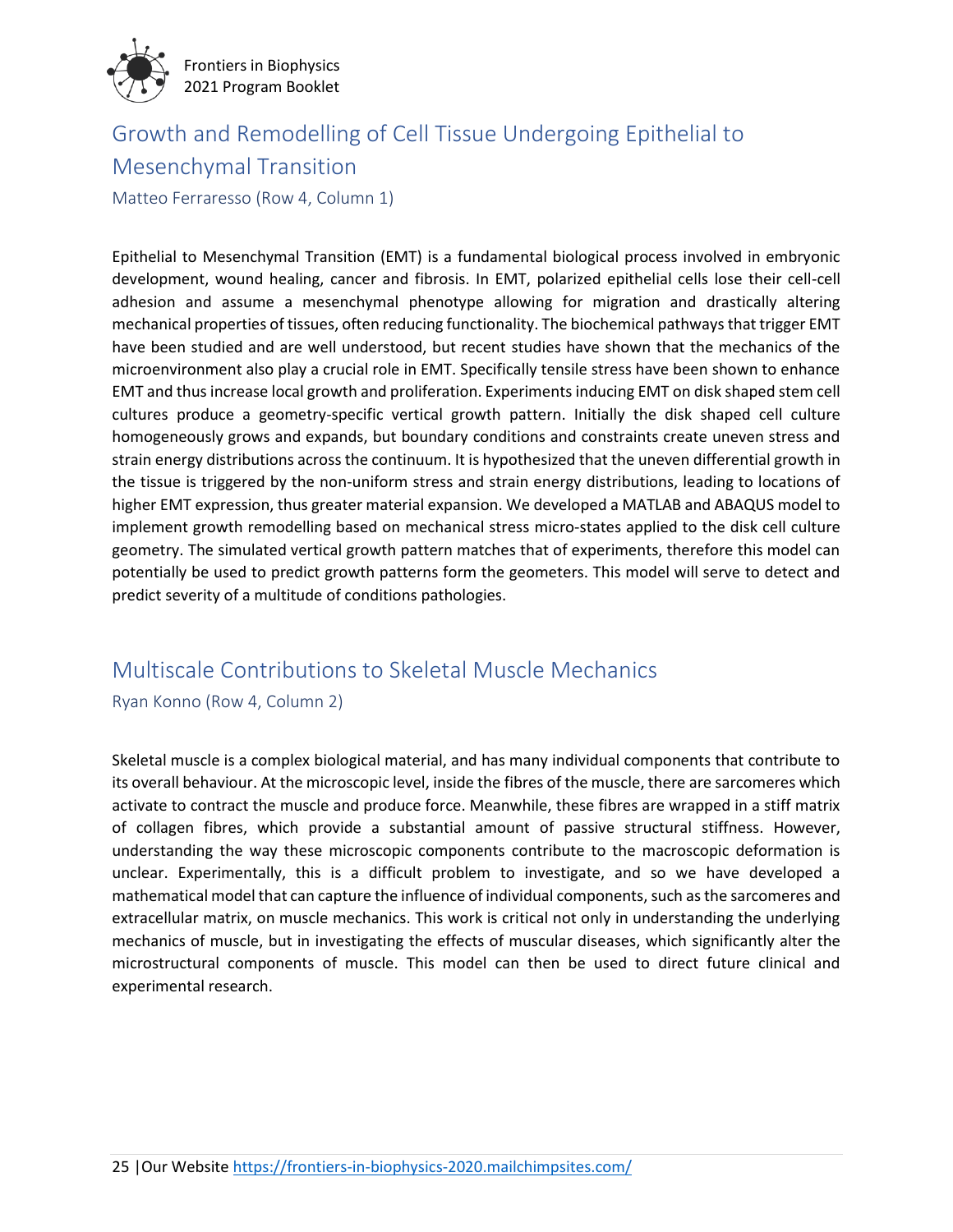## Growth and Remodelling of Cell Tissue Undergoing Epithelial to Mesenchymal Transition

Matteo Ferraresso (Row 4, Column 1)

Epithelial to Mesenchymal Transition (EMT) is a fundamental biological process involved in embryonic development, wound healing, cancer and fibrosis. In EMT, polarized epithelial cells lose their cell-cell adhesion and assume a mesenchymal phenotype allowing for migration and drastically altering mechanical properties of tissues, often reducing functionality. The biochemical pathways that trigger EMT have been studied and are well understood, but recent studies have shown that the mechanics of the microenvironment also play a crucial role in EMT. Specifically tensile stress have been shown to enhance EMT and thus increase local growth and proliferation. Experiments inducing EMT on disk shaped stem cell cultures produce a geometry-specific vertical growth pattern. Initially the disk shaped cell culture homogeneously grows and expands, but boundary conditions and constraints create uneven stress and strain energy distributions across the continuum. It is hypothesized that the uneven differential growth in the tissue is triggered by the non-uniform stress and strain energy distributions, leading to locations of higher EMT expression, thus greater material expansion. We developed a MATLAB and ABAQUS model to implement growth remodelling based on mechanical stress micro-states applied to the disk cell culture geometry. The simulated vertical growth pattern matches that of experiments, therefore this model can potentially be used to predict growth patterns form the geometers. This model will serve to detect and predict severity of a multitude of conditions pathologies.

## Multiscale Contributions to Skeletal Muscle Mechanics

Ryan Konno (Row 4, Column 2)

Skeletal muscle is a complex biological material, and has many individual components that contribute to its overall behaviour. At the microscopic level, inside the fibres of the muscle, there are sarcomeres which activate to contract the muscle and produce force. Meanwhile, these fibres are wrapped in a stiff matrix of collagen fibres, which provide a substantial amount of passive structural stiffness. However, understanding the way these microscopic components contribute to the macroscopic deformation is unclear. Experimentally, this is a difficult problem to investigate, and so we have developed a mathematical model that can capture the influence of individual components, such as the sarcomeres and extracellular matrix, on muscle mechanics. This work is critical not only in understanding the underlying mechanics of muscle, but in investigating the effects of muscular diseases, which significantly alter the microstructural components of muscle. This model can then be used to direct future clinical and experimental research.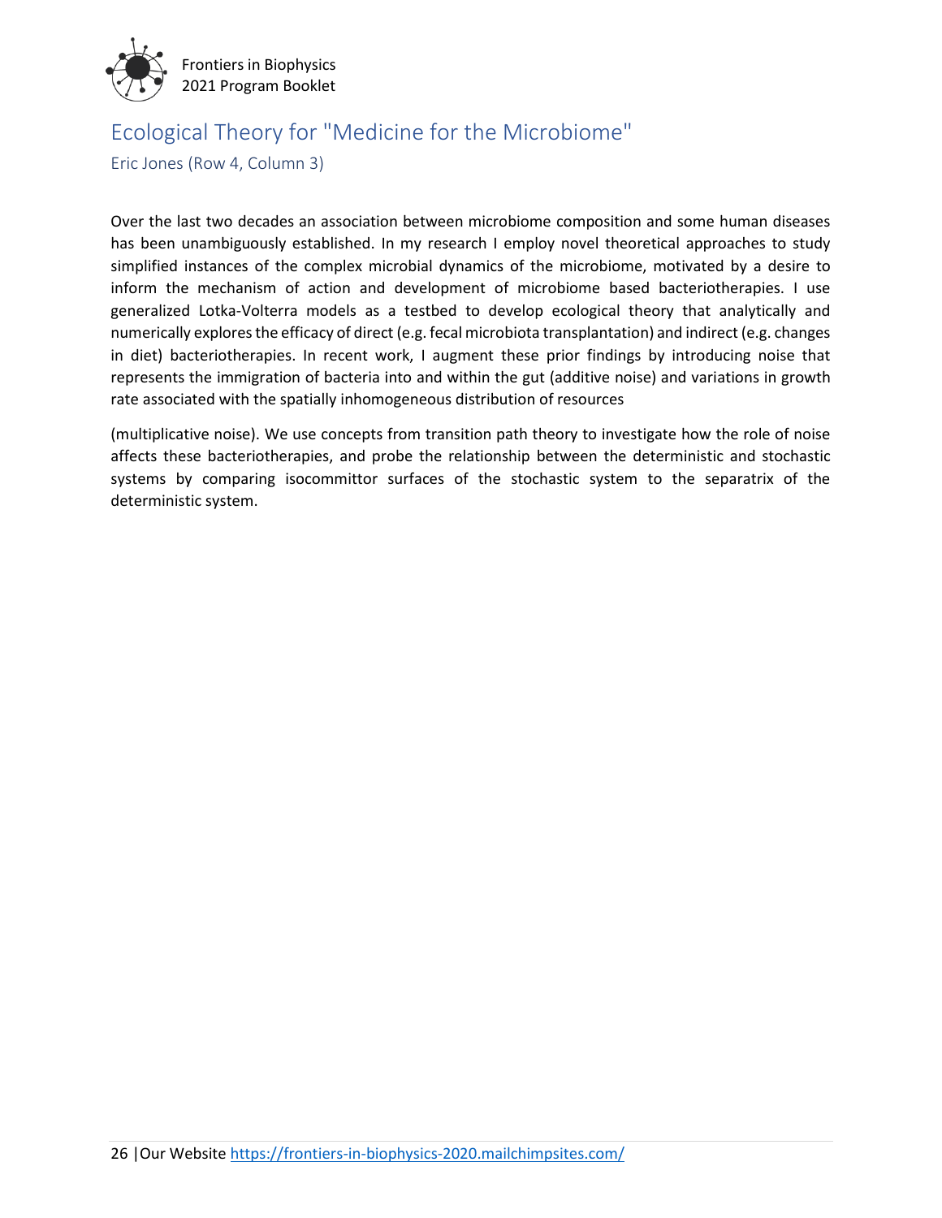## Ecological Theory for "Medicine for the Microbiome"

Eric Jones (Row 4, Column 3)

Over the last two decades an association between microbiome composition and some human diseases has been unambiguously established. In my research I employ novel theoretical approaches to study simplified instances of the complex microbial dynamics of the microbiome, motivated by a desire to inform the mechanism of action and development of microbiome based bacteriotherapies. I use generalized Lotka-Volterra models as a testbed to develop ecological theory that analytically and numerically explores the efficacy of direct (e.g. fecal microbiota transplantation) and indirect (e.g. changes in diet) bacteriotherapies. In recent work, I augment these prior findings by introducing noise that represents the immigration of bacteria into and within the gut (additive noise) and variations in growth rate associated with the spatially inhomogeneous distribution of resources

(multiplicative noise). We use concepts from transition path theory to investigate how the role of noise affects these bacteriotherapies, and probe the relationship between the deterministic and stochastic systems by comparing isocommittor surfaces of the stochastic system to the separatrix of the deterministic system.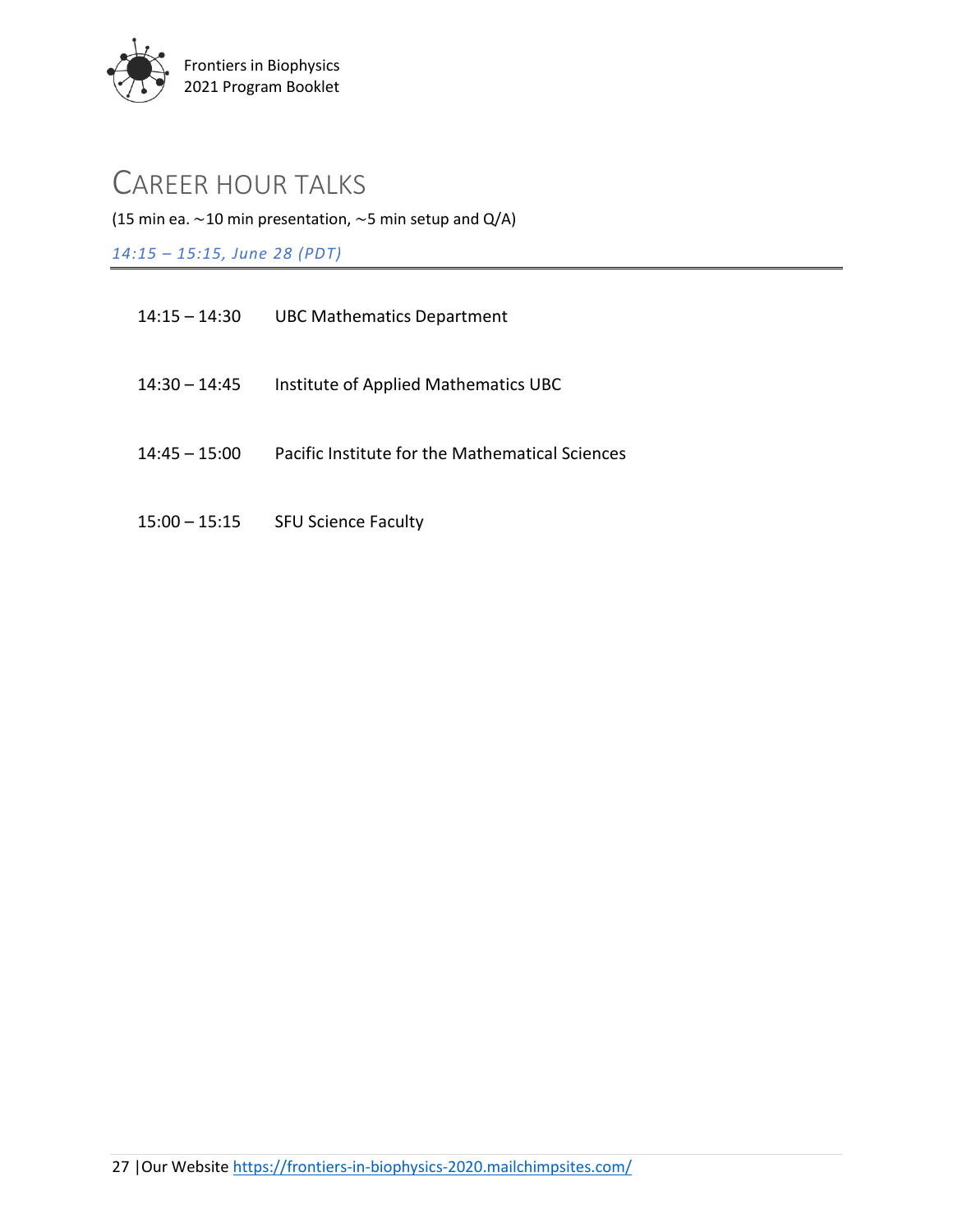# Career Hour Talks

(15 min ea. ~10 min presentation, ~5 min setup and Q/A)

*14:15 – 15:15, June 28 (PDT)*

| | |
|---|---|
| 14:15 – 14:30 | UBC Mathematics Department |
| 14:30 – 14:45 | Institute of Applied Mathematics UBC |
| 14:45 – 15:00 | Pacific Institute for the Mathematical Sciences |
| 15:00 – 15:15 | SFU Science Faculty |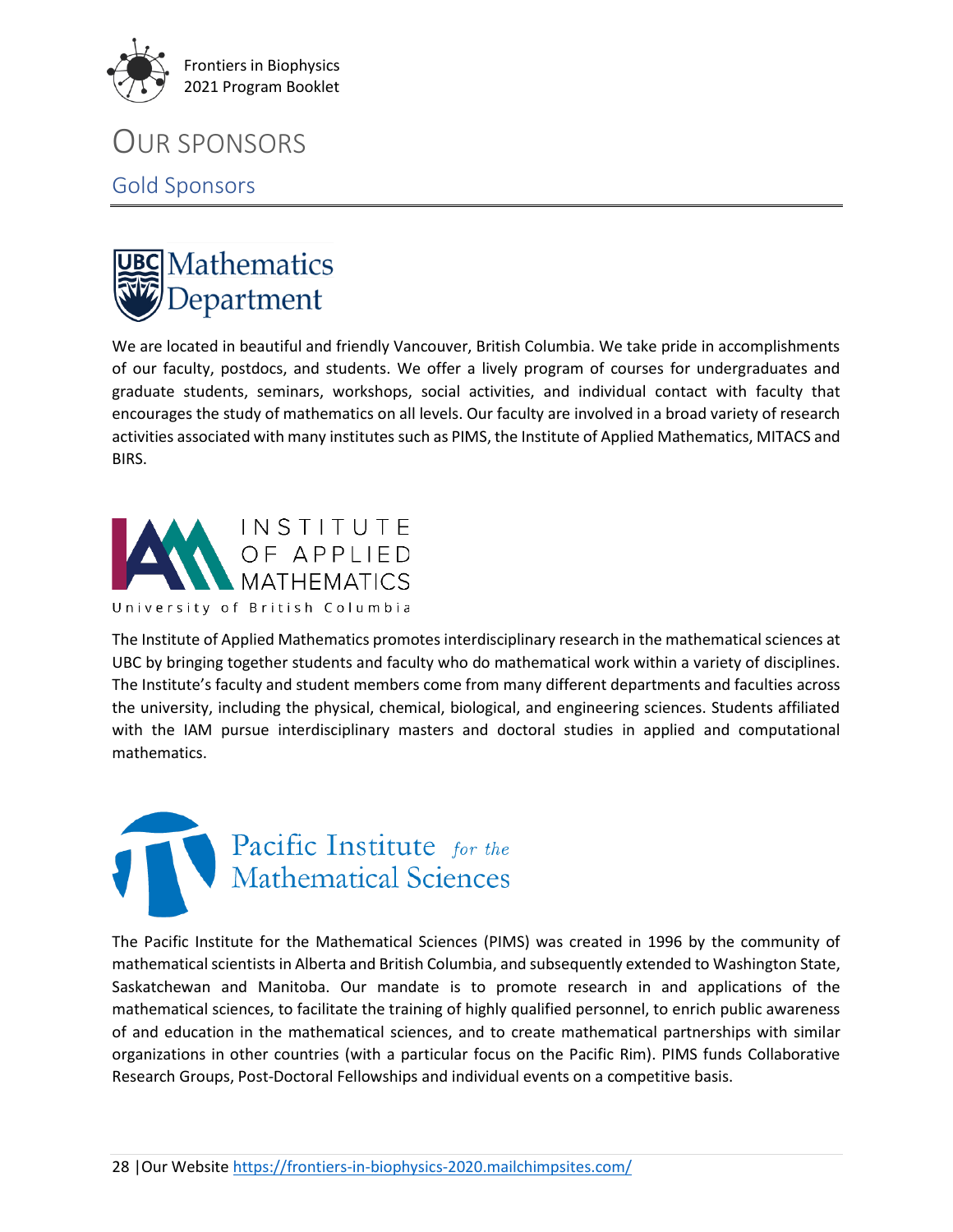# OUR SPONSORS

## Gold Sponsors

UBC Mathematics Department

We are located in beautiful and friendly Vancouver, British Columbia. We take pride in accomplishments of our faculty, postdocs, and students. We offer a lively program of courses for undergraduates and graduate students, seminars, workshops, social activities, and individual contact with faculty that encourages the study of mathematics on all levels. Our faculty are involved in a broad variety of research activities associated with many institutes such as PIMS, the Institute of Applied Mathematics, MITACS and BIRS.

INSTITUTE OF APPLIED MATHEMATICS
University of British Columbia

The Institute of Applied Mathematics promotes interdisciplinary research in the mathematical sciences at UBC by bringing together students and faculty who do mathematical work within a variety of disciplines. The Institute's faculty and student members come from many different departments and faculties across the university, including the physical, chemical, biological, and engineering sciences. Students affiliated with the IAM pursue interdisciplinary masters and doctoral studies in applied and computational mathematics.

Pacific Institute *for the* Mathematical Sciences

The Pacific Institute for the Mathematical Sciences (PIMS) was created in 1996 by the community of mathematical scientists in Alberta and British Columbia, and subsequently extended to Washington State, Saskatchewan and Manitoba. Our mandate is to promote research in and applications of the mathematical sciences, to facilitate the training of highly qualified personnel, to enrich public awareness of and education in the mathematical sciences, and to create mathematical partnerships with similar organizations in other countries (with a particular focus on the Pacific Rim). PIMS funds Collaborative Research Groups, Post-Doctoral Fellowships and individual events on a competitive basis.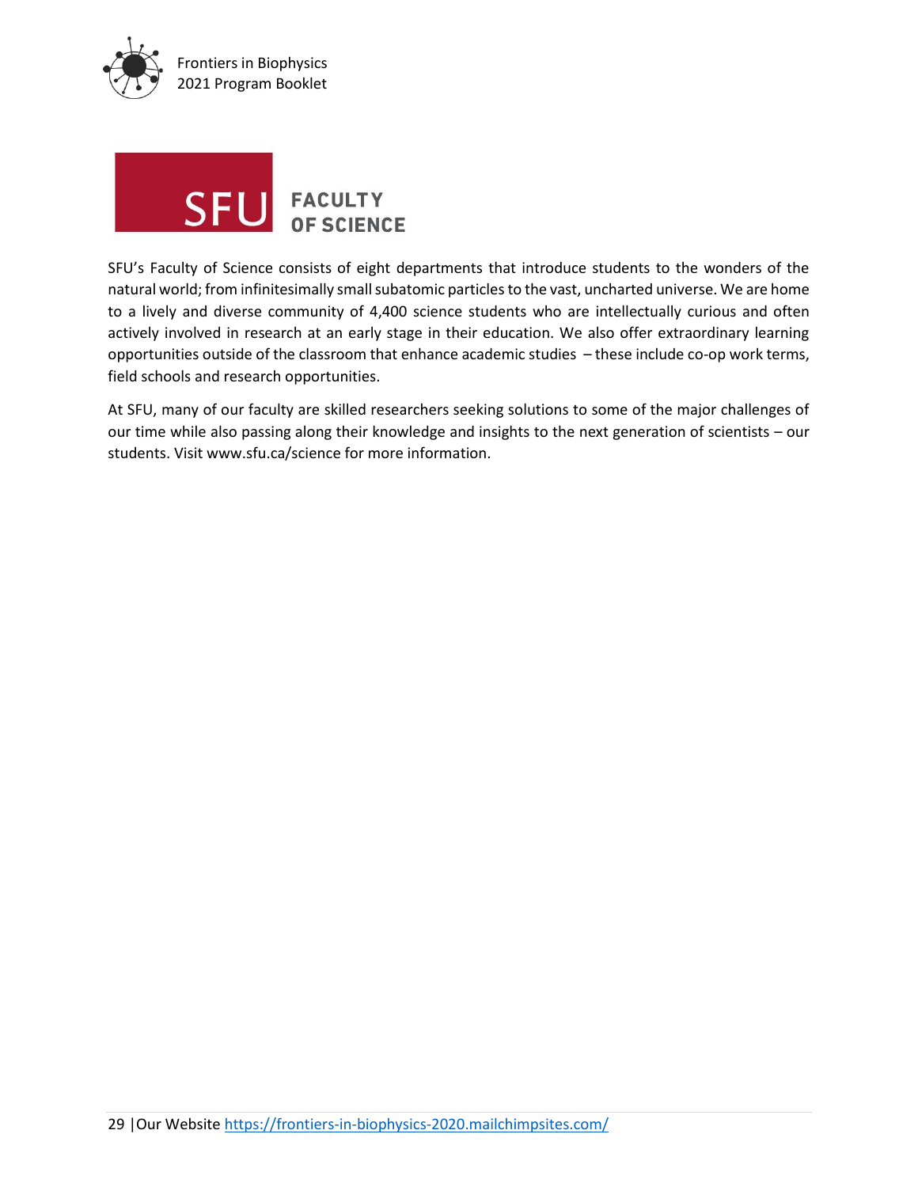SFU FACULTY OF SCIENCE

SFU's Faculty of Science consists of eight departments that introduce students to the wonders of the natural world; from infinitesimally small subatomic particles to the vast, uncharted universe. We are home to a lively and diverse community of 4,400 science students who are intellectually curious and often actively involved in research at an early stage in their education. We also offer extraordinary learning opportunities outside of the classroom that enhance academic studies – these include co-op work terms, field schools and research opportunities.

At SFU, many of our faculty are skilled researchers seeking solutions to some of the major challenges of our time while also passing along their knowledge and insights to the next generation of scientists – our students. Visit www.sfu.ca/science for more information.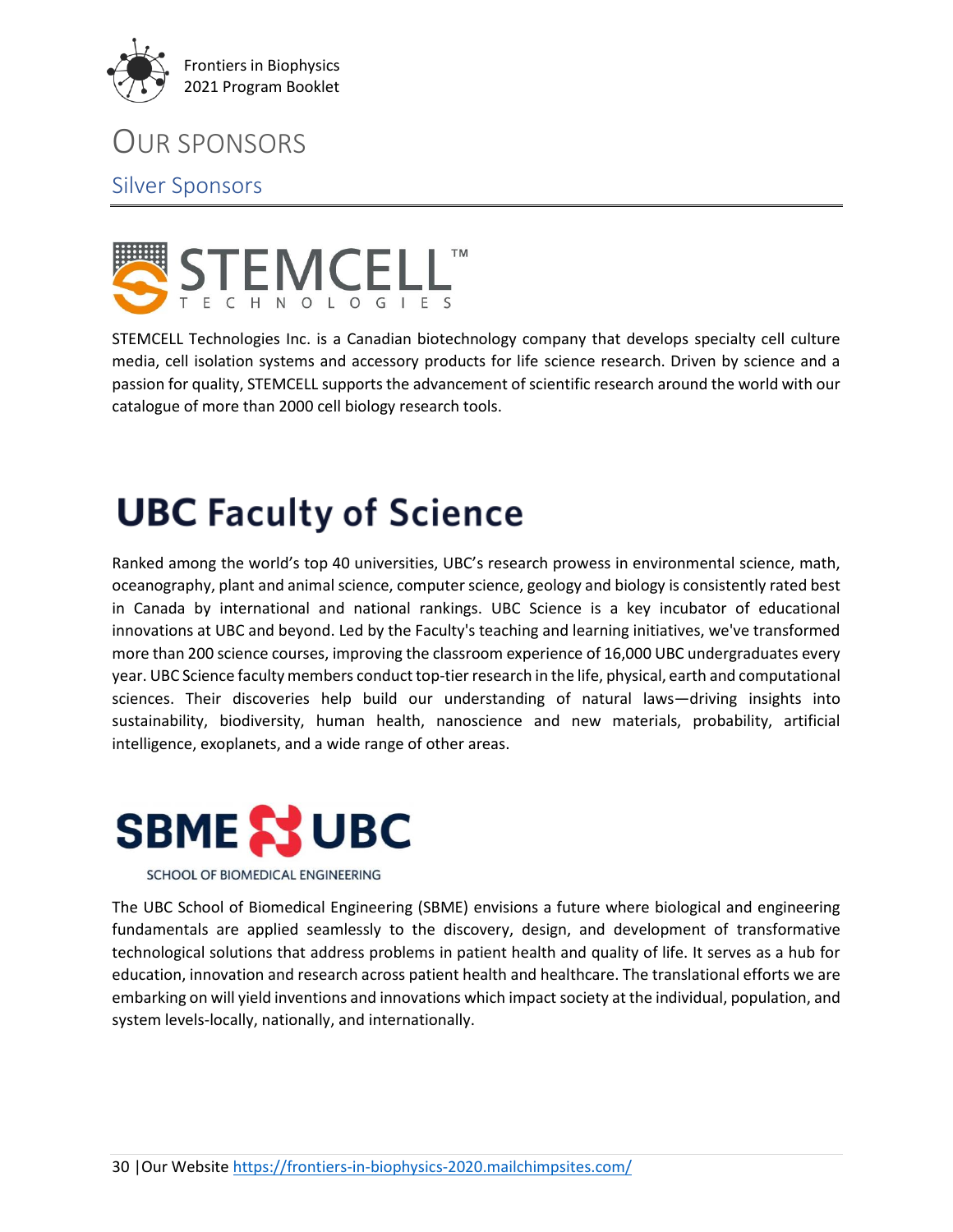# OUR SPONSORS

## Silver Sponsors

STEMCELL TECHNOLOGIES

STEMCELL Technologies Inc. is a Canadian biotechnology company that develops specialty cell culture media, cell isolation systems and accessory products for life science research. Driven by science and a passion for quality, STEMCELL supports the advancement of scientific research around the world with our catalogue of more than 2000 cell biology research tools.

**UBC Faculty of Science**

Ranked among the world's top 40 universities, UBC's research prowess in environmental science, math, oceanography, plant and animal science, computer science, geology and biology is consistently rated best in Canada by international and national rankings. UBC Science is a key incubator of educational innovations at UBC and beyond. Led by the Faculty's teaching and learning initiatives, we've transformed more than 200 science courses, improving the classroom experience of 16,000 UBC undergraduates every year. UBC Science faculty members conduct top-tier research in the life, physical, earth and computational sciences. Their discoveries help build our understanding of natural laws—driving insights into sustainability, biodiversity, human health, nanoscience and new materials, probability, artificial intelligence, exoplanets, and a wide range of other areas.

**SBME UBC**

SCHOOL OF BIOMEDICAL ENGINEERING

The UBC School of Biomedical Engineering (SBME) envisions a future where biological and engineering fundamentals are applied seamlessly to the discovery, design, and development of transformative technological solutions that address problems in patient health and quality of life. It serves as a hub for education, innovation and research across patient health and healthcare. The translational efforts we are embarking on will yield inventions and innovations which impact society at the individual, population, and system levels-locally, nationally, and internationally.